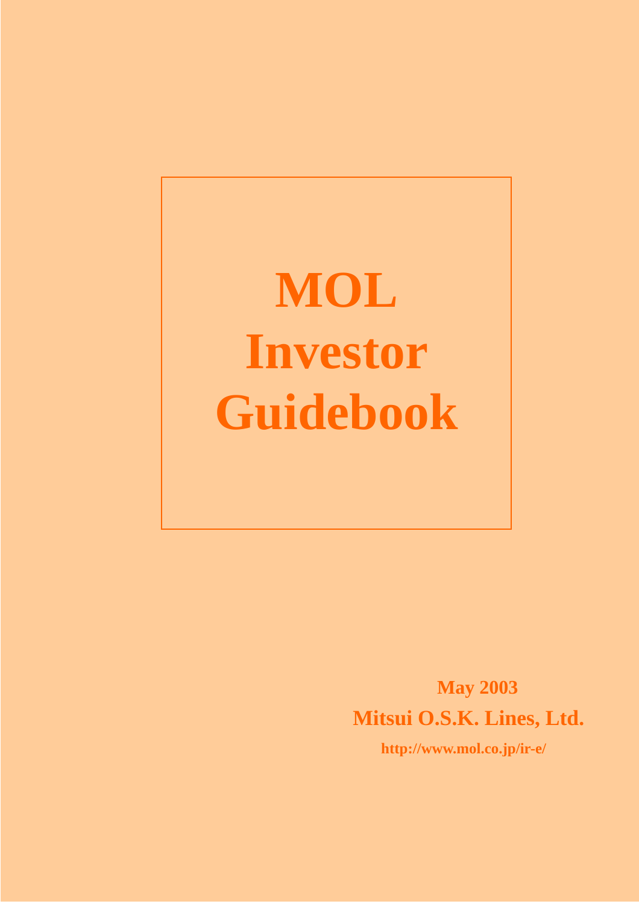# MOL Investor Guidebook

**May 2003**

**Mitsui O.S.K. Lines, Ltd.**

**http://www.mol.co.jp/ir-e/**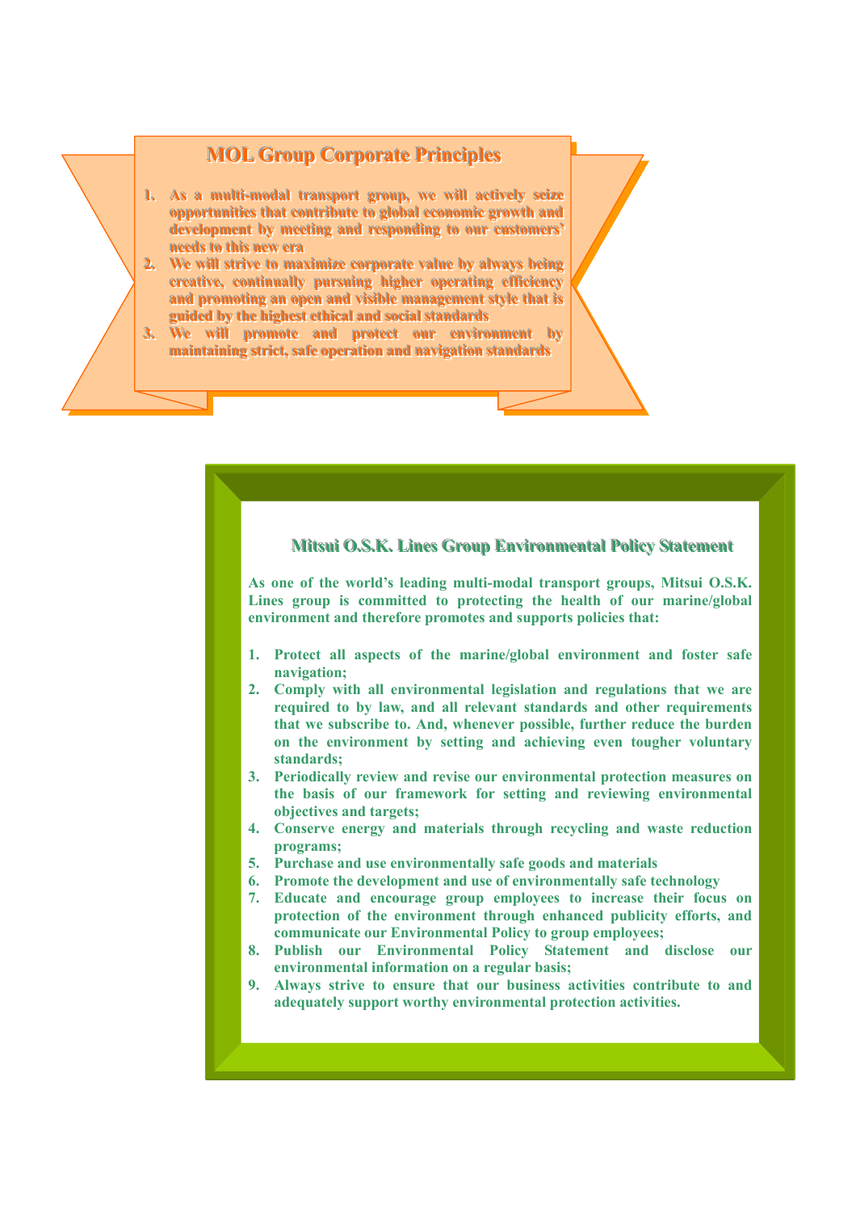## MOL Group Corporate Principles

1. As a multi-modal transport group, we will actively seize opportunities that contribute to global economic growth and development by meeting and responding to our customers' needs to this new era
2. We will strive to maximize corporate value by always being creative, continually pursuing higher operating efficiency and promoting an open and visible management style that is guided by the highest ethical and social standards
3. We will promote and protect our environment by maintaining strict, safe operation and navigation standards

## Mitsui O.S.K. Lines Group Environmental Policy Statement

As one of the world's leading multi-modal transport groups, Mitsui O.S.K. Lines group is committed to protecting the health of our marine/global environment and therefore promotes and supports policies that:

1. Protect all aspects of the marine/global environment and foster safe navigation;
2. Comply with all environmental legislation and regulations that we are required to by law, and all relevant standards and other requirements that we subscribe to. And, whenever possible, further reduce the burden on the environment by setting and achieving even tougher voluntary standards;
3. Periodically review and revise our environmental protection measures on the basis of our framework for setting and reviewing environmental objectives and targets;
4. Conserve energy and materials through recycling and waste reduction programs;
5. Purchase and use environmentally safe goods and materials
6. Promote the development and use of environmentally safe technology
7. Educate and encourage group employees to increase their focus on protection of the environment through enhanced publicity efforts, and communicate our Environmental Policy to group employees;
8. Publish our Environmental Policy Statement and disclose our environmental information on a regular basis;
9. Always strive to ensure that our business activities contribute to and adequately support worthy environmental protection activities.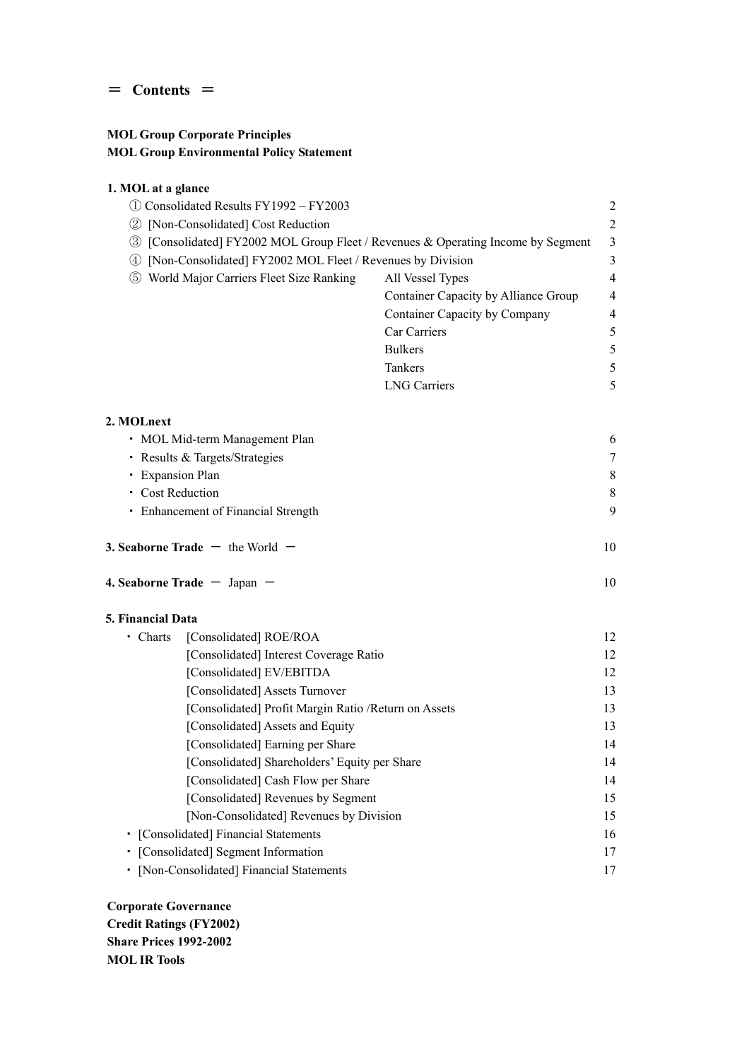# ＝ Contents ＝

**MOL Group Corporate Principles**
**MOL Group Environmental Policy Statement**

**1. MOL at a glance**

| | | |
|---|---|---|
| ① Consolidated Results FY1992 – FY2003 | | 2 |
| ② [Non-Consolidated] Cost Reduction | | 2 |
| ③ [Consolidated] FY2002 MOL Group Fleet / Revenues & Operating Income by Segment | | 3 |
| ④ [Non-Consolidated] FY2002 MOL Fleet / Revenues by Division | | 3 |
| ⑤ World Major Carriers Fleet Size Ranking | All Vessel Types | 4 |
| | Container Capacity by Alliance Group | 4 |
| | Container Capacity by Company | 4 |
| | Car Carriers | 5 |
| | Bulkers | 5 |
| | Tankers | 5 |
| | LNG Carriers | 5 |

**2. MOLnext**

| | |
|---|---|
| ・ MOL Mid-term Management Plan | 6 |
| ・ Results & Targets/Strategies | 7 |
| ・ Expansion Plan | 8 |
| ・ Cost Reduction | 8 |
| ・ Enhancement of Financial Strength | 9 |

| | |
|---|---|
| **3. Seaborne Trade** ― the World ― | 10 |
| **4. Seaborne Trade** ― Japan ― | 10 |

**5. Financial Data**

| | | |
|---|---|---|
| ・ Charts | [Consolidated] ROE/ROA | 12 |
| | [Consolidated] Interest Coverage Ratio | 12 |
| | [Consolidated] EV/EBITDA | 12 |
| | [Consolidated] Assets Turnover | 13 |
| | [Consolidated] Profit Margin Ratio /Return on Assets | 13 |
| | [Consolidated] Assets and Equity | 13 |
| | [Consolidated] Earning per Share | 14 |
| | [Consolidated] Shareholders' Equity per Share | 14 |
| | [Consolidated] Cash Flow per Share | 14 |
| | [Consolidated] Revenues by Segment | 15 |
| | [Non-Consolidated] Revenues by Division | 15 |
| ・ [Consolidated] Financial Statements | | 16 |
| ・ [Consolidated] Segment Information | | 17 |
| ・ [Non-Consolidated] Financial Statements | | 17 |

**Corporate Governance**
**Credit Ratings (FY2002)**
**Share Prices 1992-2002**
**MOL IR Tools**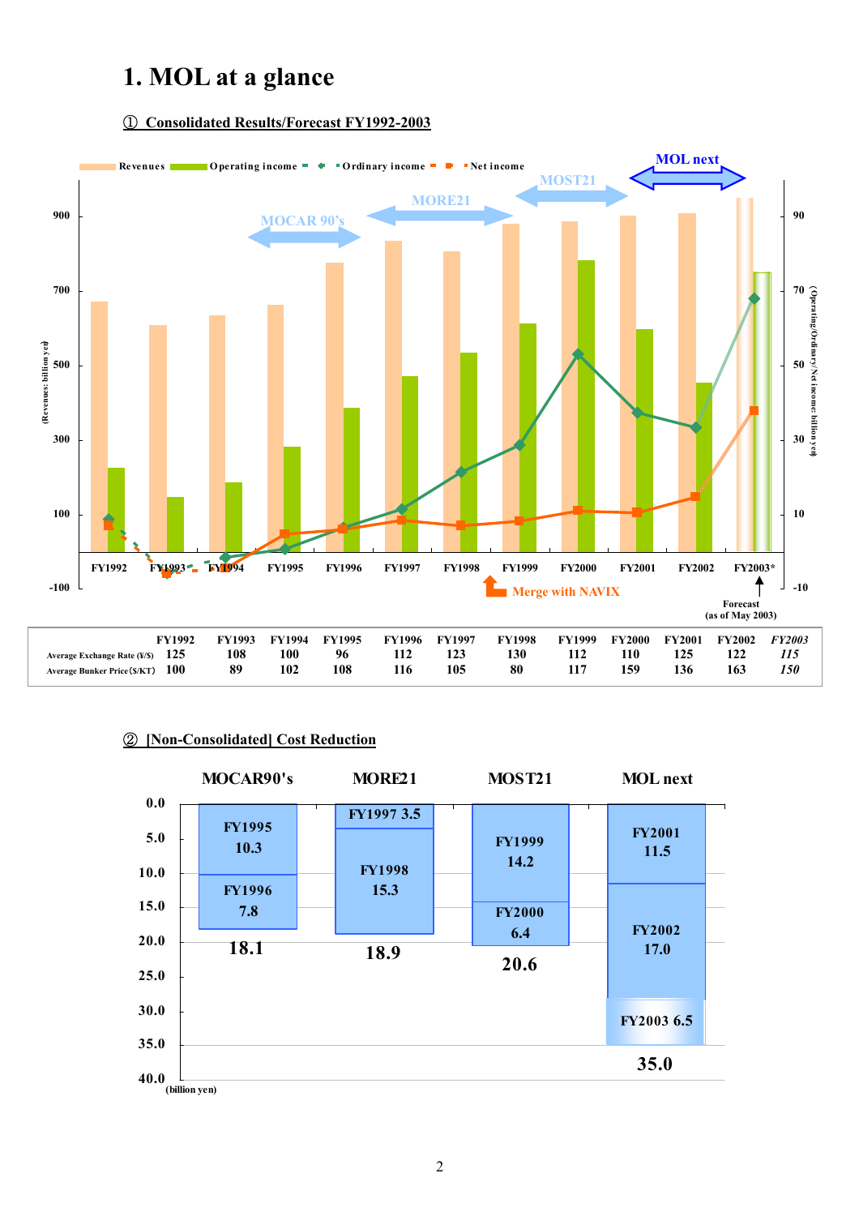# 1. MOL at a glance

## ① Consolidated Results/Forecast FY1992-2003

Revenues / Operating income / Ordinary income / Net income

MOCAR 90's — MORE21 — MOST21 — MOL next

(Revenues: billion yen) | (Operating/Ordinary/Net income: billion yen)

FY1992 FY1993 FY1994 FY1995 FY1996 FY1997 FY1998 FY1999 FY2000 FY2001 FY2002 FY2003*

Merge with NAVIX

Forecast (as of May 2003)

| | FY1992 | FY1993 | FY1994 | FY1995 | FY1996 | FY1997 | FY1998 | FY1999 | FY2000 | FY2001 | FY2002 | *FY2003* |
|---|---|---|---|---|---|---|---|---|---|---|---|---|
| Average Exchange Rate (¥/$) | 125 | 108 | 100 | 96 | 112 | 123 | 130 | 112 | 110 | 125 | 122 | *115* |
| Average Bunker Price ($/KT) | 100 | 89 | 102 | 108 | 116 | 105 | 80 | 117 | 159 | 136 | 163 | *150* |

## ② [Non-Consolidated] Cost Reduction

| MOCAR90's | MORE21 | MOST21 | MOL next |
|---|---|---|---|
| FY1995 10.3 | FY1997 3.5 | FY1999 14.2 | FY2001 11.5 |
| FY1996 7.8 | FY1998 15.3 | FY2000 6.4 | FY2002 17.0 |
| | | | FY2003 6.5 |
| 18.1 | 18.9 | 20.6 | 35.0 |

(billion yen)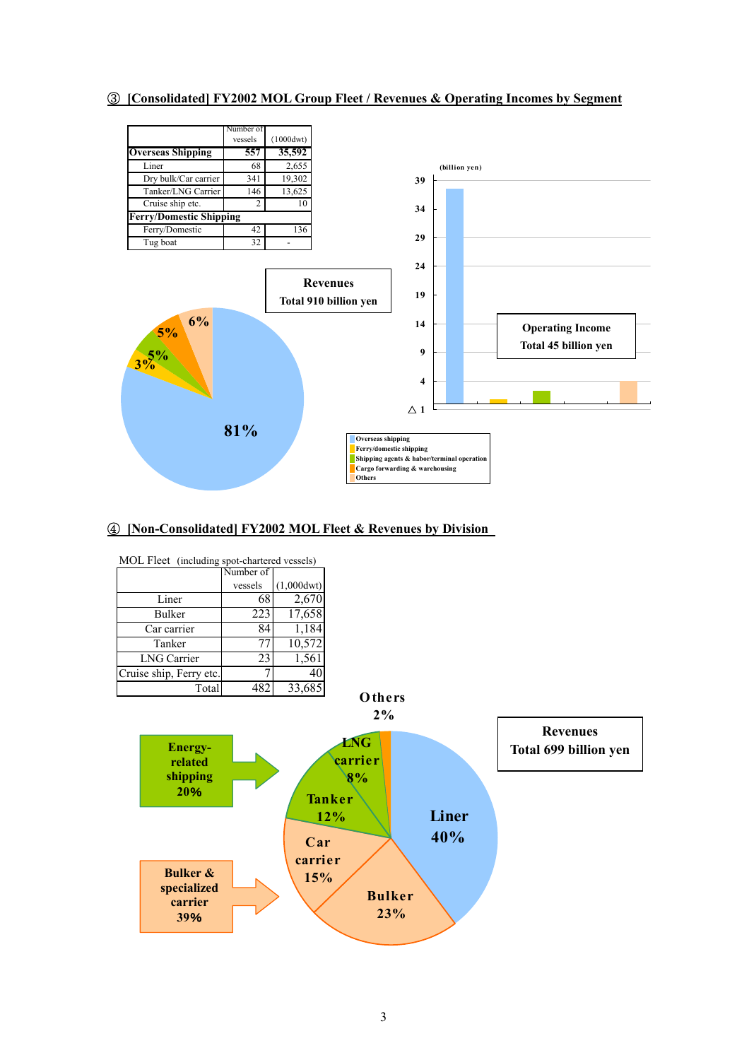### ③ [Consolidated] FY2002 MOL Group Fleet / Revenues & Operating Incomes by Segment

| | Number of vessels | (1000dwt) |
|---|---|---|
| **Overseas Shipping** | **557** | **35,592** |
| Liner | 68 | 2,655 |
| Dry bulk/Car carrier | 341 | 19,302 |
| Tanker/LNG Carrier | 146 | 13,625 |
| Cruise ship etc. | 2 | 10 |
| **Ferry/Domestic Shipping** | | |
| Ferry/Domestic | 42 | 136 |
| Tug boat | 32 | - |

**Revenues**
**Total 910 billion yen**

81% / 3% / 5% / 5% / 6%

(billion yen)

**Operating Income**
**Total 45 billion yen**

Overseas shipping
Ferry/domestic shipping
Shipping agents & habor/terminal operation
Cargo forwarding & warehousing
Others

### ④ [Non-Consolidated] FY2002 MOL Fleet & Revenues by Division

MOL Fleet (including spot-chartered vessels)

| | Number of vessels | (1,000dwt) |
|---|---|---|
| Liner | 68 | 2,670 |
| Bulker | 223 | 17,658 |
| Car carrier | 84 | 1,184 |
| Tanker | 77 | 10,572 |
| LNG Carrier | 23 | 1,561 |
| Cruise ship, Ferry etc. | 7 | 40 |
| Total | 482 | 33,685 |

**Revenues**
**Total 699 billion yen**

Liner 40%
Bulker 23%
Car carrier 15%
Tanker 12%
LNG carrier 8%
Others 2%

**Energy-related shipping 20%**

**Bulker & specialized carrier 39%**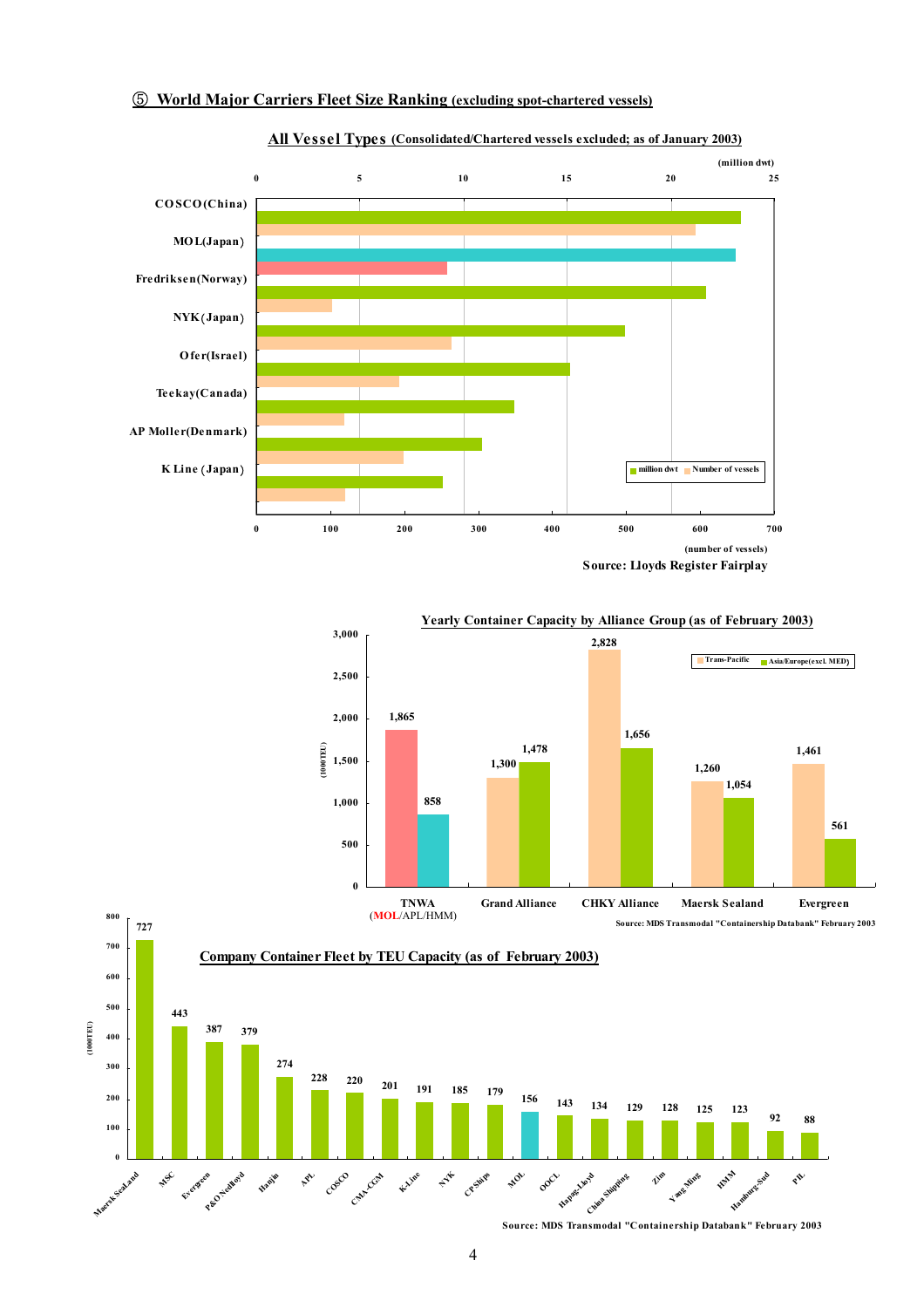## ⑤ World Major Carriers Fleet Size Ranking (excluding spot-chartered vessels)

### All Vessel Types (Consolidated/Chartered vessels excluded; as of January 2003)

(million dwt)

| Carrier | million dwt | Number of vessels |
|---|---|---|
| COSCO(China) | | |
| MOL(Japan) | | |
| Fredriksen(Norway) | | |
| NYK(Japan) | | |
| Ofer(Israel) | | |
| Teekay(Canada) | | |
| AP Moller(Denmark) | | |
| K Line (Japan) | | |

(number of vessels)

Source: Lloyds Register Fairplay

### Yearly Container Capacity by Alliance Group (as of February 2003)

(1000TEU)

| Alliance | Trans-Pacific | Asia/Europe(excl. MED) |
|---|---|---|
| TNWA (MOL/APL/HMM) | 1,865 | 858 |
| Grand Alliance | 1,300 | 1,478 |
| CHKY Alliance | 2,828 | 1,656 |
| Maersk Sealand | 1,260 | 1,054 |
| Evergreen | 1,461 | 561 |

Source: MDS Transmodal "Containership Databank" February 2003

### Company Container Fleet by TEU Capacity (as of February 2003)

(1000TEU)

| Company | TEU Capacity |
|---|---|
| Maersk SeaLand | 727 |
| MSC | 443 |
| Evergreen | 387 |
| P&O Nedlloyd | 379 |
| Hanjin | 274 |
| APL | 228 |
| COSCO | 220 |
| CMA-CGM | 201 |
| K-Line | 191 |
| NYK | 185 |
| CP Ships | 179 |
| MOL | 156 |
| OOCL | 143 |
| Hapag-Lloyd | 134 |
| China Shipping | 129 |
| Zim | 128 |
| Yang Ming | 125 |
| HMM | 123 |
| Hamburg-Sud | 92 |
| PIL | 88 |

Source: MDS Transmodal "Containership Databank" February 2003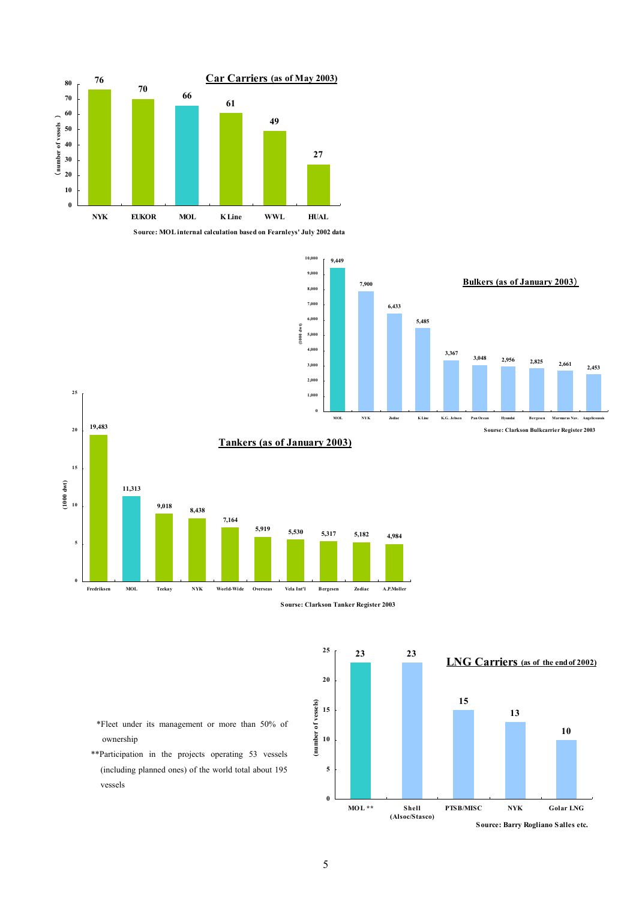## Car Carriers (as of May 2003)

| | NYK | EUKOR | MOL | K Line | WWL | HUAL |
|---|---|---|---|---|---|---|
| (number of vessels) | 76 | 70 | 66 | 61 | 49 | 27 |

Source: MOL internal calculation based on Fearnleys' July 2002 data

## Bulkers (as of January 2003)

| | MOL | NYK | Zodiac | K Line | K.G. Jebsen | Pan Ocean | Hyundai | Bergesen | Marmaras Nav. | Angelicoussis |
|---|---|---|---|---|---|---|---|---|---|---|
| (1000 dwt) | 9,449 | 7,900 | 6,433 | 5,485 | 3,367 | 3,048 | 2,956 | 2,825 | 2,661 | 2,453 |

Sourse: Clarkson Bulkcarrier Register 2003

## Tankers (as of January 2003)

| | Fredriksen | MOL | Teekay | NYK | World-Wide | Overseas | Vela Int'l | Bergesen | Zodiac | A.P.Moller |
|---|---|---|---|---|---|---|---|---|---|---|
| (1000 dwt) | 19,483 | 11,313 | 9,018 | 8,438 | 7,164 | 5,919 | 5,530 | 5,317 | 5,182 | 4,984 |

Sourse: Clarkson Tanker Register 2003

## LNG Carriers (as of the end of 2002)

| | MOL ** | Shell (Alsoc/Stasco) | PTSB/MISC | NYK | Golar LNG |
|---|---|---|---|---|---|
| (number of vessels) | 23 | 23 | 15 | 13 | 10 |

Source: Barry Rogliano Salles etc.

*Fleet under its management or more than 50% of ownership

**Participation in the projects operating 53 vessels (including planned ones) of the world total about 195 vessels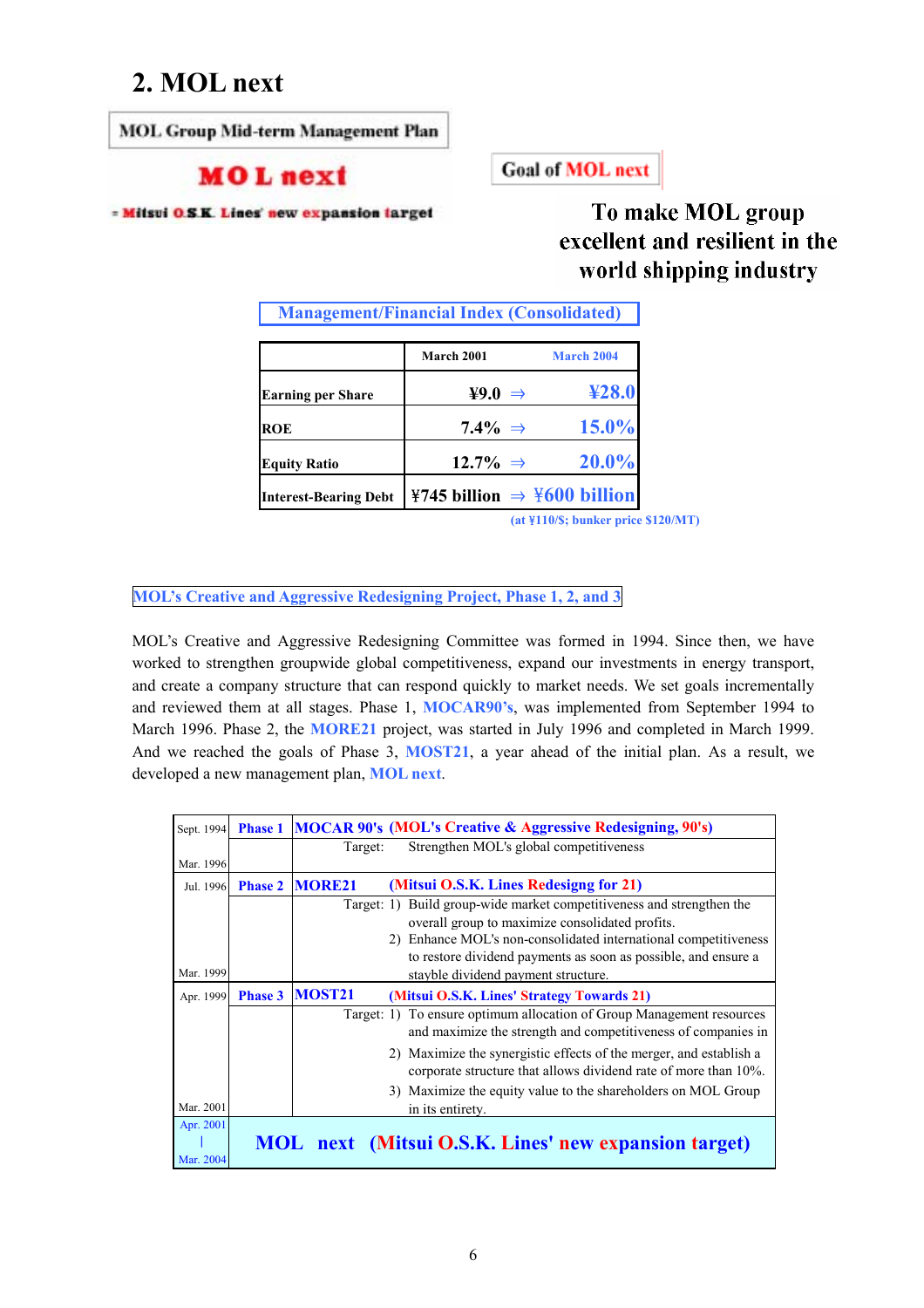## 2. MOL next

**MOL Group Mid-term Management Plan**

**MOL next**

= Mitsui O.S.K. Lines' new expansion target

**Goal of MOL next**

**To make MOL group excellent and resilient in the world shipping industry**

**Management/Financial Index (Consolidated)**

| | March 2001 | | March 2004 |
|---|---|---|---|
| Earning per Share | ¥9.0 | ⇒ | ¥28.0 |
| ROE | 7.4% | ⇒ | 15.0% |
| Equity Ratio | 12.7% | ⇒ | 20.0% |
| Interest-Bearing Debt | ¥745 billion | ⇒ | ¥600 billion |

(at ¥110/$; bunker price $120/MT)

**MOL's Creative and Aggressive Redesigning Project, Phase 1, 2, and 3**

MOL's Creative and Aggressive Redesigning Committee was formed in 1994. Since then, we have worked to strengthen groupwide global competitiveness, expand our investments in energy transport, and create a company structure that can respond quickly to market needs. We set goals incrementally and reviewed them at all stages. Phase 1, **MOCAR90's**, was implemented from September 1994 to March 1996. Phase 2, the **MORE21** project, was started in July 1996 and completed in March 1999. And we reached the goals of Phase 3, **MOST21**, a year ahead of the initial plan. As a result, we developed a new management plan, **MOL next**.

| Period | Phase | Project |
|---|---|---|
| Sept. 1994 – Mar. 1996 | **Phase 1** | **MOCAR 90's (MOL's Creative & Aggressive Redesigning, 90's)**<br>Target: Strengthen MOL's global competitiveness |
| Jul. 1996 – Mar. 1999 | **Phase 2** | **MORE21 (Mitsui O.S.K. Lines Redesigng for 21)**<br>Target: 1) Build group-wide market competitiveness and strengthen the overall group to maximize consolidated profits.<br>2) Enhance MOL's non-consolidated international competitiveness to restore dividend payments as soon as possible, and ensure a stayble dividend payment structure. |
| Apr. 1999 – Mar. 2001 | **Phase 3** | **MOST21 (Mitsui O.S.K. Lines' Strategy Towards 21)**<br>Target: 1) To ensure optimum allocation of Group Management resources and maximize the strength and competitiveness of companies in<br>2) Maximize the synergistic effects of the merger, and establish a corporate structure that allows dividend rate of more than 10%.<br>3) Maximize the equity value to the shareholders on MOL Group in its entirety. |
| Apr. 2001 – Mar. 2004 | | **MOL next (Mitsui O.S.K. Lines' new expansion target)** |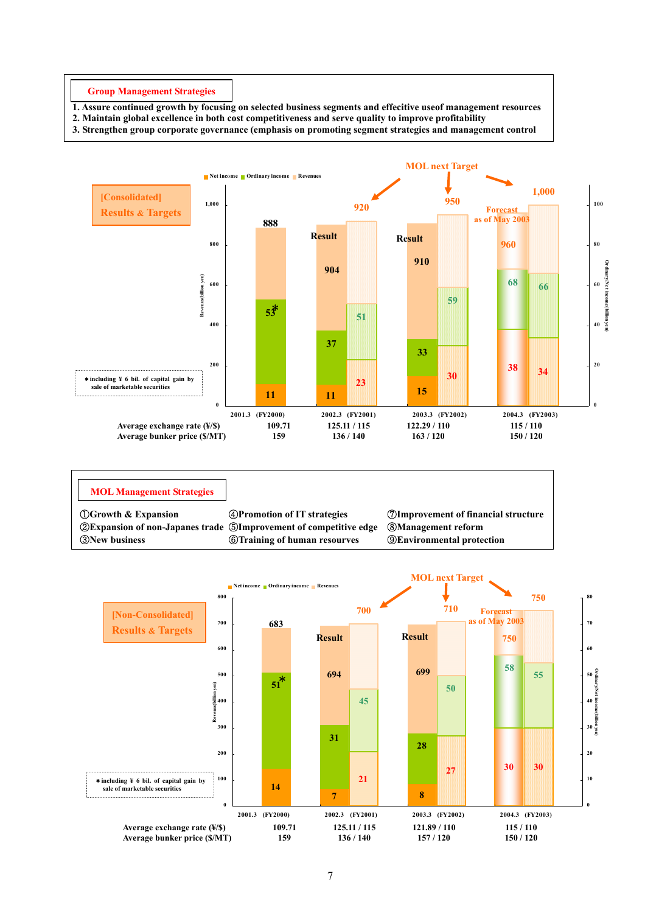## Group Management Strategies

1. Assure continued growth by focusing on selected business segments and effecitive useof management resources
2. Maintain global excellence in both cost competitiveness and serve quality to improve profitability
3. Strengthen group corporate governance (emphasis on promoting segment strategies and management control

### [Consolidated] Results & Targets

Net income / Ordinary income / Revenues

MOL next Target

| | 2001.3 (FY2000) | 2002.3 (FY2001) Result | 2002.3 (FY2001) MOL next Target | 2003.3 (FY2002) Result | 2003.3 (FY2002) MOL next Target | 2004.3 (FY2003) Forecast as of May 2003 | 2004.3 (FY2003) MOL next Target |
|---|---|---|---|---|---|---|---|
| Revenues (billion yen) | 888 | 904 | 920 | 910 | 950 | 960 | 1,000 |
| Ordinary income (billion yen) | 53* | 37 | 51 | 33 | 59 | 68 | 66 |
| Net income (billion yen) | 11 | 11 | 23 | 15 | 30 | 38 | 34 |
| Average exchange rate (¥/$) | 109.71 | 125.11 / 115 | | 122.29 / 110 | | 115 / 110 | |
| Average bunker price ($/MT) | 159 | 136 / 140 | | 163 / 120 | | 150 / 120 | |

* including ¥ 6 bil. of capital gain by sale of marketable securities

## MOL Management Strategies

①Growth & Expansion
②Expansion of non-Japanes trade
③New business
④Promotion of IT strategies
⑤Improvement of competitive edge
⑥Training of human resourves
⑦Improvement of financial structure
⑧Management reform
⑨Environmental protection

### [Non-Consolidated] Results & Targets

Net income / Ordinary income / Revenues

MOL next Target

| | 2001.3 (FY2000) | 2002.3 (FY2001) Result | 2002.3 (FY2001) MOL next Target | 2003.3 (FY2002) Result | 2003.3 (FY2002) MOL next Target | 2004.3 (FY2003) Forecast as of May 2003 | 2004.3 (FY2003) MOL next Target |
|---|---|---|---|---|---|---|---|
| Revenues (billion yen) | 683 | 694 | 700 | 699 | 710 | 750 | 750 |
| Ordinary income (billion yen) | 51* | 31 | 45 | 28 | 50 | 58 | 55 |
| Net income (billion yen) | 14 | 7 | 21 | 8 | 27 | 30 | 30 |
| Average exchange rate (¥/$) | 109.71 | 125.11 / 115 | | 121.89 / 110 | | 115 / 110 | |
| Average bunker price ($/MT) | 159 | 136 / 140 | | 157 / 120 | | 150 / 120 | |

* including ¥ 6 bil. of capital gain by sale of marketable securities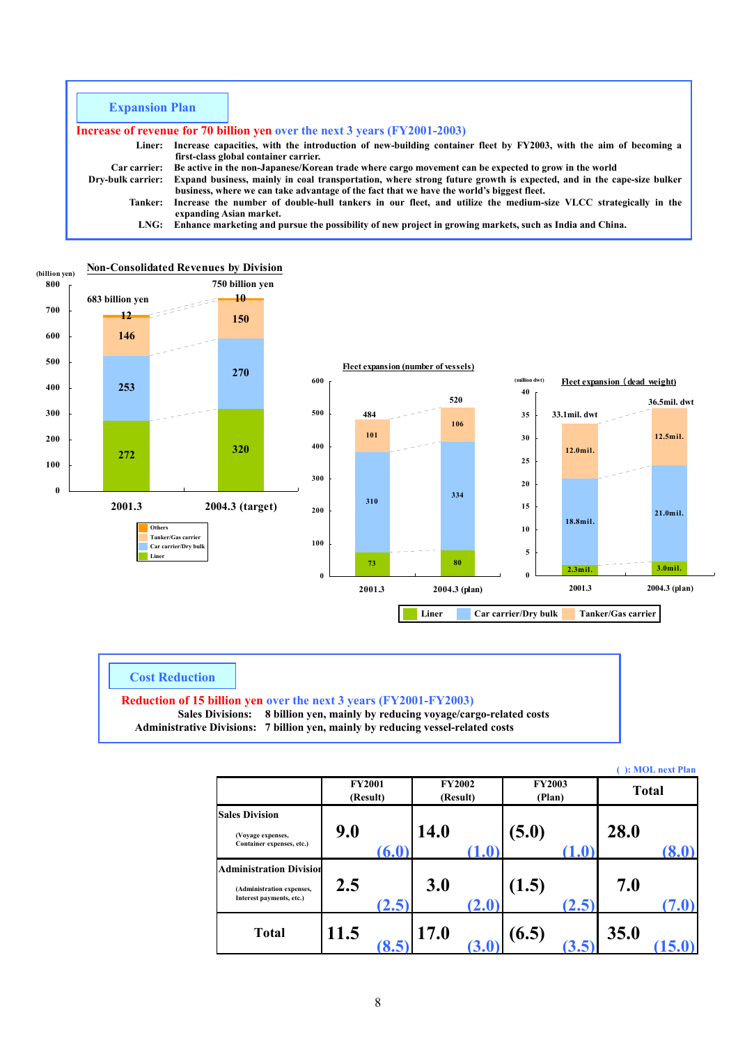## Expansion Plan

**Increase of revenue for 70 billion yen over the next 3 years (FY2001-2003)**

- **Liner:** Increase capacities, with the introduction of new-building container fleet by FY2003, with the aim of becoming a first-class global container carrier.
- **Car carrier:** Be active in the non-Japanese/Korean trade where cargo movement can be expected to grow in the world
- **Dry-bulk carrier:** Expand business, mainly in coal transportation, where strong future growth is expected, and in the cape-size bulker business, where we can take advantage of the fact that we have the world's biggest fleet.
- **Tanker:** Increase the number of double-hull tankers in our fleet, and utilize the medium-size VLCC strategically in the expanding Asian market.
- **LNG:** Enhance marketing and pursue the possibility of new project in growing markets, such as India and China.

### Non-Consolidated Revenues by Division

(billion yen)

| | 2001.3 | 2004.3 (target) |
|---|---|---|
| Others | 12 | 10 |
| Tanker/Gas carrier | 146 | 150 |
| Car carrier/Dry bulk | 253 | 270 |
| Liner | 272 | 320 |
| Total | 683 billion yen | 750 billion yen |

### Fleet expansion (number of vessels)

| | 2001.3 | 2004.3 (plan) |
|---|---|---|
| Tanker/Gas carrier | 101 | 106 |
| Car carrier/Dry bulk | 310 | 334 |
| Liner | 73 | 80 |
| Total | 484 | 520 |

### Fleet expansion (dead weight)

(million dwt)

| | 2001.3 | 2004.3 (plan) |
|---|---|---|
| Tanker/Gas carrier | 12.0mil. | 12.5mil. |
| Car carrier/Dry bulk | 18.8mil. | 21.0mil. |
| Liner | 2.3mil. | 3.0mil. |
| Total | 33.1mil. dwt | 36.5mil. dwt |

## Cost Reduction

**Reduction of 15 billion yen over the next 3 years (FY2001-FY2003)**

- **Sales Divisions:** 8 billion yen, mainly by reducing voyage/cargo-related costs
- **Administrative Divisions:** 7 billion yen, mainly by reducing vessel-related costs

( ): MOL next Plan

| | FY2001 (Result) | FY2002 (Result) | FY2003 (Plan) | Total |
|---|---|---|---|---|
| Sales Division (Voyage expenses, Container expenses, etc.) | 9.0 (6.0) | 14.0 (1.0) | (5.0) (1.0) | 28.0 (8.0) |
| Administration Division (Administration expenses, Interest payments, etc.) | 2.5 (2.5) | 3.0 (2.0) | (1.5) (2.5) | 7.0 (7.0) |
| Total | 11.5 (8.5) | 17.0 (3.0) | (6.5) (3.5) | 35.0 (15.0) |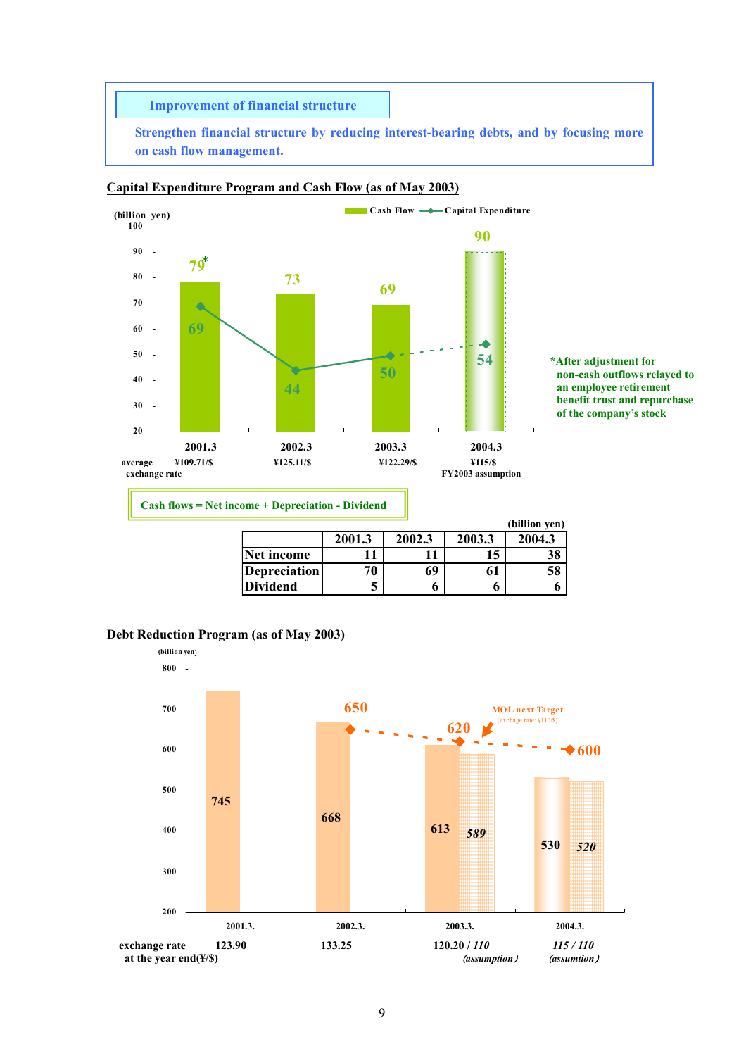## Improvement of financial structure

Strengthen financial structure by reducing interest-bearing debts, and by focusing more on cash flow management.

### Capital Expenditure Program and Cash Flow (as of May 2003)

(billion yen)

| | 2001.3 | 2002.3 | 2003.3 | 2004.3 |
|---|---|---|---|---|
| Cash Flow | 79* | 73 | 69 | 90 |
| Capital Expenditure | 69 | 44 | 50 | 54 |
| average exchange rate | ¥109.71/$ | ¥125.11/$ | ¥122.29/$ | ¥115/$ FY2003 assumption |

*After adjustment for non-cash outflows relayed to an employee retirement benefit trust and repurchase of the company's stock

Cash flows = Net income + Depreciation - Dividend

(billion yen)

| | 2001.3 | 2002.3 | 2003.3 | 2004.3 |
|---|---|---|---|---|
| Net income | 11 | 11 | 15 | 38 |
| Depreciation | 70 | 69 | 61 | 58 |
| Dividend | 5 | 6 | 6 | 6 |

### Debt Reduction Program (as of May 2003)

(billion yen)

| | 2001.3. | 2002.3. | 2003.3. | 2004.3. |
|---|---|---|---|---|
| Debt | 745 | 668 | 613 / *589* | 530 / *520* |
| MOL next Target | | 650 | 620 | 600 |
| exchange rate at the year end(¥/$) | 123.90 | 133.25 | 120.20 / *110* *(assumption)* | *115 / 110* *(assumtion)* |

MOL next Target (exchange rate: ¥110/$)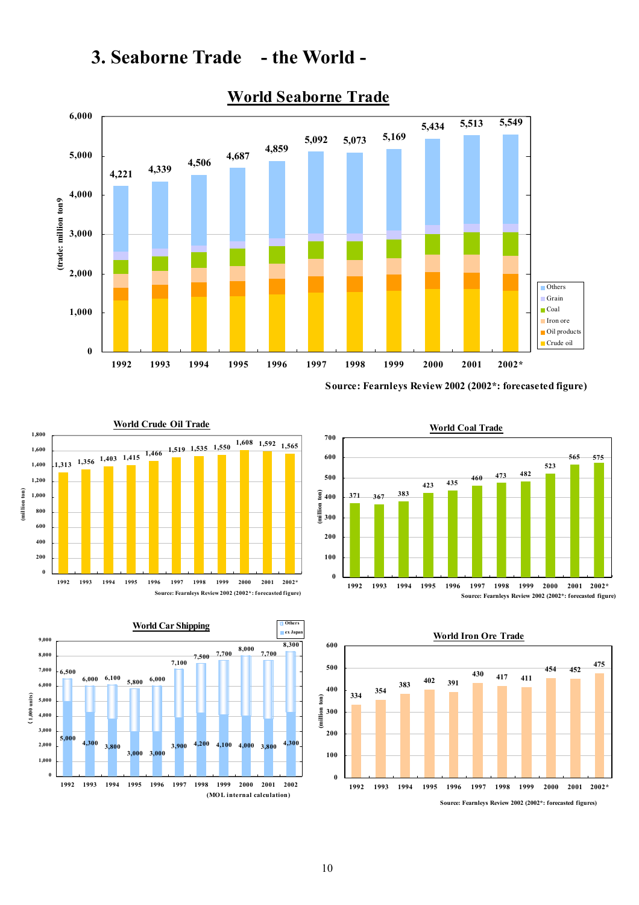# 3. Seaborne Trade - the World -

## World Seaborne Trade

(trade: million ton)

| Year | 1992 | 1993 | 1994 | 1995 | 1996 | 1997 | 1998 | 1999 | 2000 | 2001 | 2002* |
|---|---|---|---|---|---|---|---|---|---|---|---|
| Total | 4,221 | 4,339 | 4,506 | 4,687 | 4,859 | 5,092 | 5,073 | 5,169 | 5,434 | 5,513 | 5,549 |

Legend: Others, Grain, Coal, Iron ore, Oil products, Crude oil

Source: Fearnleys Review 2002 (2002*: forecaseted figure)

## World Crude Oil Trade

(million ton)

| Year | 1992 | 1993 | 1994 | 1995 | 1996 | 1997 | 1998 | 1999 | 2000 | 2001 | 2002* |
|---|---|---|---|---|---|---|---|---|---|---|---|
| Crude oil | 1,313 | 1,356 | 1,403 | 1,415 | 1,466 | 1,519 | 1,535 | 1,550 | 1,608 | 1,592 | 1,565 |

Source: Fearnleys Review 2002 (2002*: forecasted figure)

## World Coal Trade

(million ton)

| Year | 1992 | 1993 | 1994 | 1995 | 1996 | 1997 | 1998 | 1999 | 2000 | 2001 | 2002* |
|---|---|---|---|---|---|---|---|---|---|---|---|
| Coal | 371 | 367 | 383 | 423 | 435 | 460 | 473 | 482 | 523 | 565 | 575 |

Source: Fearnleys Review 2002 (2002*: forecasted figure)

## World Car Shipping

(1,000 units)

| Year | 1992 | 1993 | 1994 | 1995 | 1996 | 1997 | 1998 | 1999 | 2000 | 2001 | 2002 |
|---|---|---|---|---|---|---|---|---|---|---|---|
| Total | 6,500 | 6,000 | 6,100 | 5,800 | 6,000 | 7,100 | 7,500 | 7,700 | 8,000 | 7,700 | 8,300 |
| ex Japan | 5,000 | 4,300 | 3,800 | 3,000 | 3,000 | 3,900 | 4,200 | 4,100 | 4,000 | 3,800 | 4,300 |

Legend: Others, ex Japan

(MOL internal calculation)

## World Iron Ore Trade

(million ton)

| Year | 1992 | 1993 | 1994 | 1995 | 1996 | 1997 | 1998 | 1999 | 2000 | 2001 | 2002* |
|---|---|---|---|---|---|---|---|---|---|---|---|
| Iron ore | 334 | 354 | 383 | 402 | 391 | 430 | 417 | 411 | 454 | 452 | 475 |

Source: Fearnleys Review 2002 (2002*: forecasted figures)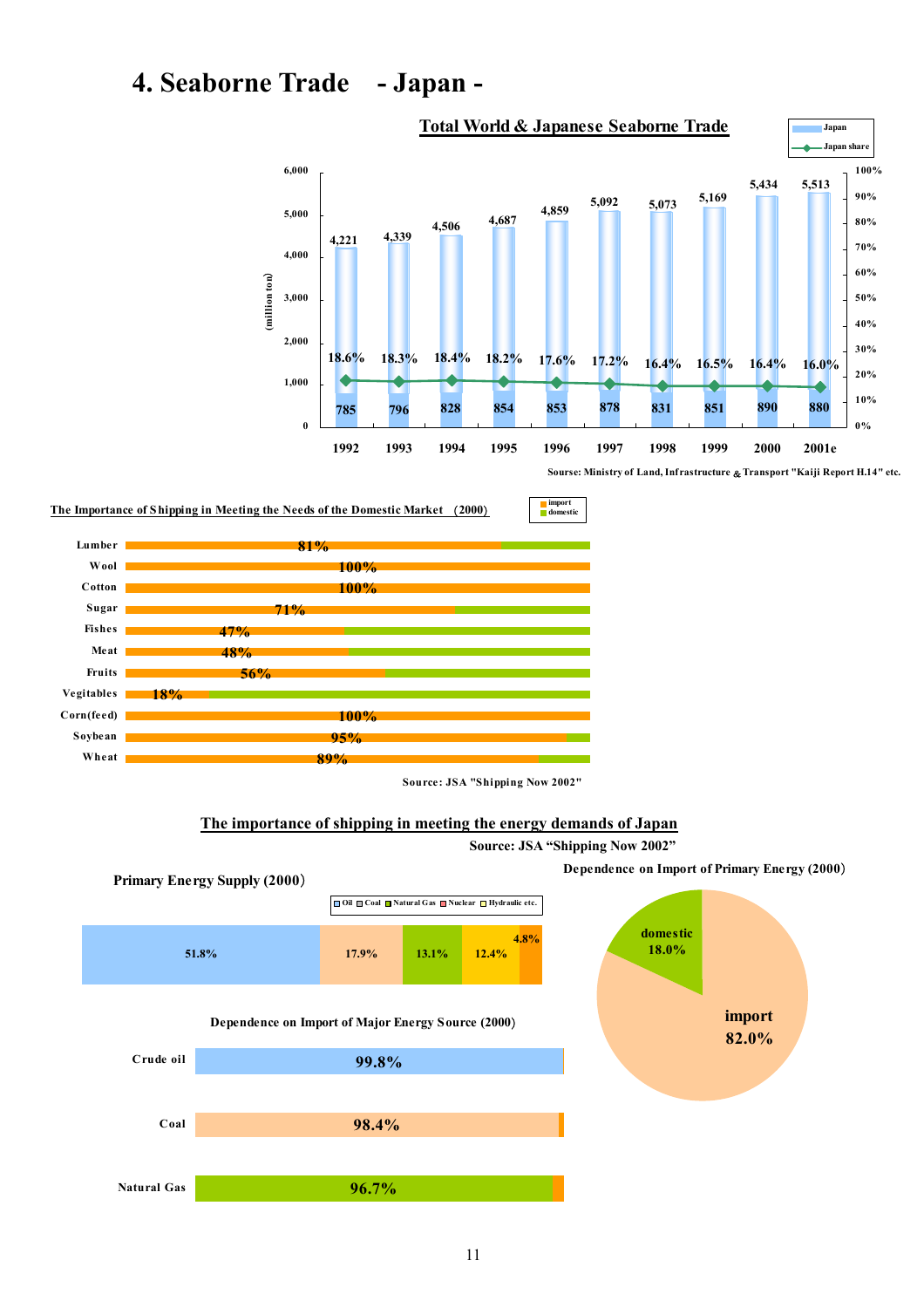# 4. Seaborne Trade - Japan -

## Total World & Japanese Seaborne Trade

(million ton)

| Year | Total World | Japan | Japan share |
|---|---|---|---|
| 1992 | 4,221 | 785 | 18.6% |
| 1993 | 4,339 | 796 | 18.3% |
| 1994 | 4,506 | 828 | 18.4% |
| 1995 | 4,687 | 854 | 18.2% |
| 1996 | 4,859 | 853 | 17.6% |
| 1997 | 5,092 | 878 | 17.2% |
| 1998 | 5,073 | 831 | 16.4% |
| 1999 | 5,169 | 851 | 16.5% |
| 2000 | 5,434 | 890 | 16.4% |
| 2001e | 5,513 | 880 | 16.0% |

Sourse: Ministry of Land, Infrastructure & Transport "Kaiji Report H.14" etc.

## The Importance of Shipping in Meeting the Needs of the Domestic Market (2000)

| Item | import |
|---|---|
| Lumber | 81% |
| Wool | 100% |
| Cotton | 100% |
| Sugar | 71% |
| Fishes | 47% |
| Meat | 48% |
| Fruits | 56% |
| Vegitables | 18% |
| Corn(feed) | 100% |
| Soybean | 95% |
| Wheat | 89% |

Source: JSA "Shipping Now 2002"

## The importance of shipping in meeting the energy demands of Japan

Source: JSA "Shipping Now 2002"

### Primary Energy Supply (2000)

| Oil | Coal | Natural Gas | Nuclear | Hydraulic etc. |
|---|---|---|---|---|
| 51.8% | 17.9% | 13.1% | 12.4% | 4.8% |

### Dependence on Import of Major Energy Source (2000)

| Source | Import |
|---|---|
| Crude oil | 99.8% |
| Coal | 98.4% |
| Natural Gas | 96.7% |

### Dependence on Import of Primary Energy (2000)

| | |
|---|---|
| domestic | 18.0% |
| import | 82.0% |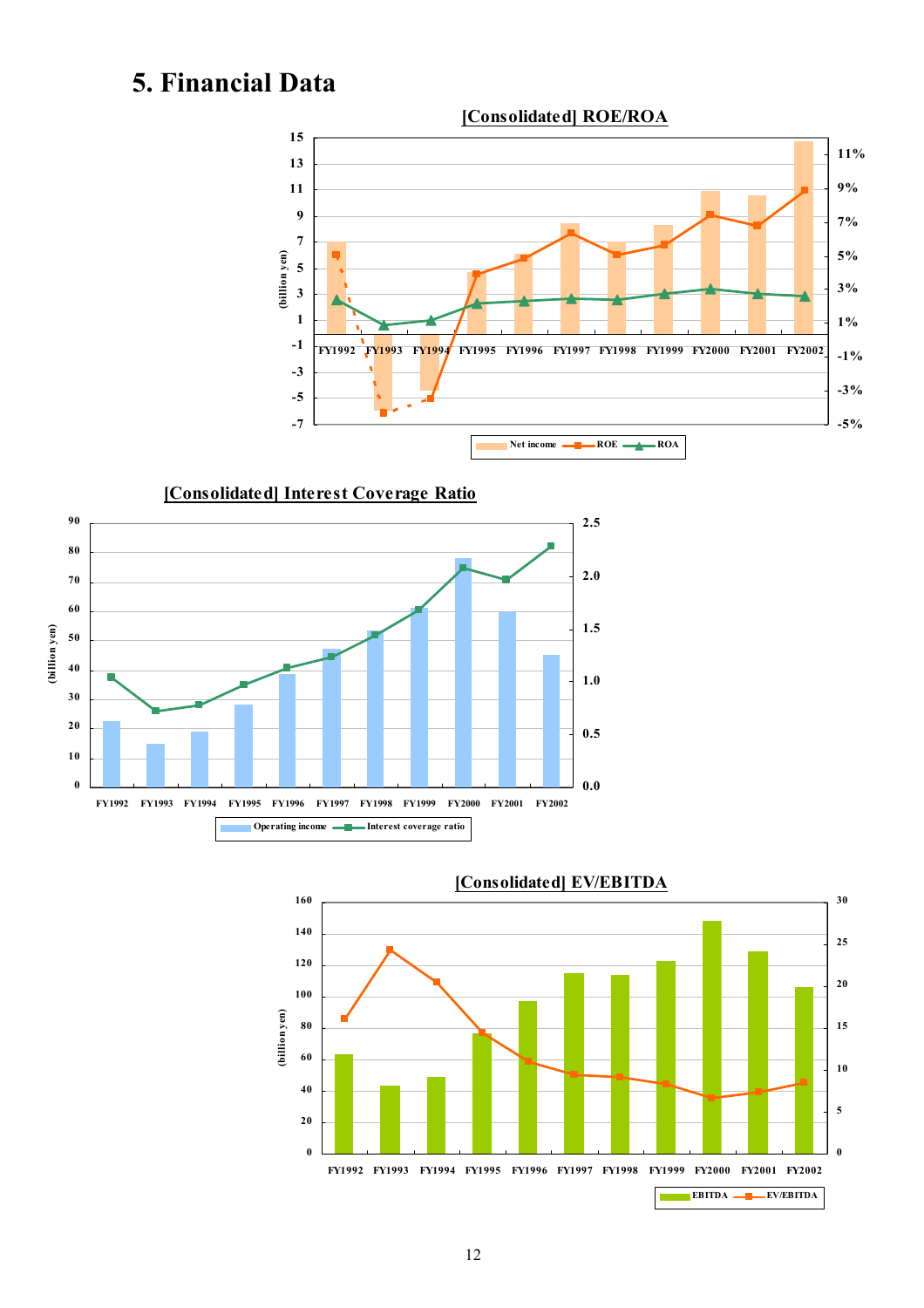# 5. Financial Data

**[Consolidated] ROE/ROA**

(billion yen)

Legend: Net income, ROE, ROA

FY1992, FY1993, FY1994, FY1995, FY1996, FY1997, FY1998, FY1999, FY2000, FY2001, FY2002

**[Consolidated] Interest Coverage Ratio**

(billion yen)

Legend: Operating income, Interest coverage ratio

FY1992, FY1993, FY1994, FY1995, FY1996, FY1997, FY1998, FY1999, FY2000, FY2001, FY2002

**[Consolidated] EV/EBITDA**

(billion yen)

Legend: EBITDA, EV/EBITDA

FY1992, FY1993, FY1994, FY1995, FY1996, FY1997, FY1998, FY1999, FY2000, FY2001, FY2002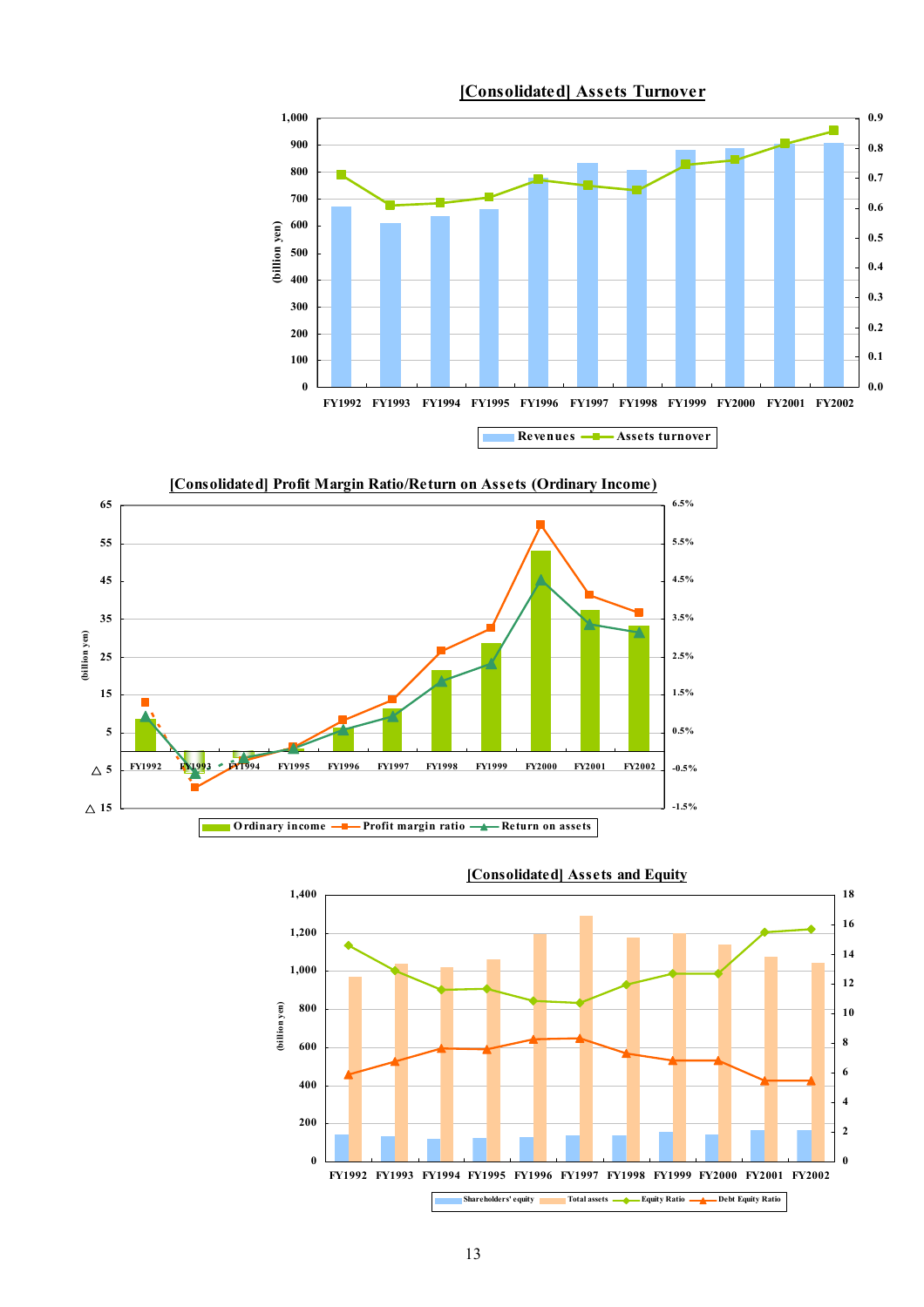## [Consolidated] Assets Turnover

(billion yen)

FY1992 FY1993 FY1994 FY1995 FY1996 FY1997 FY1998 FY1999 FY2000 FY2001 FY2002

Revenues — Assets turnover

## [Consolidated] Profit Margin Ratio/Return on Assets (Ordinary Income)

(billion yen)

FY1992 FY1993 FY1994 FY1995 FY1996 FY1997 FY1998 FY1999 FY2000 FY2001 FY2002

Ordinary income — Profit margin ratio — Return on assets

## [Consolidated] Assets and Equity

(billion yen)

FY1992 FY1993 FY1994 FY1995 FY1996 FY1997 FY1998 FY1999 FY2000 FY2001 FY2002

Shareholders' equity — Total assets — Equity Ratio — Debt Equity Ratio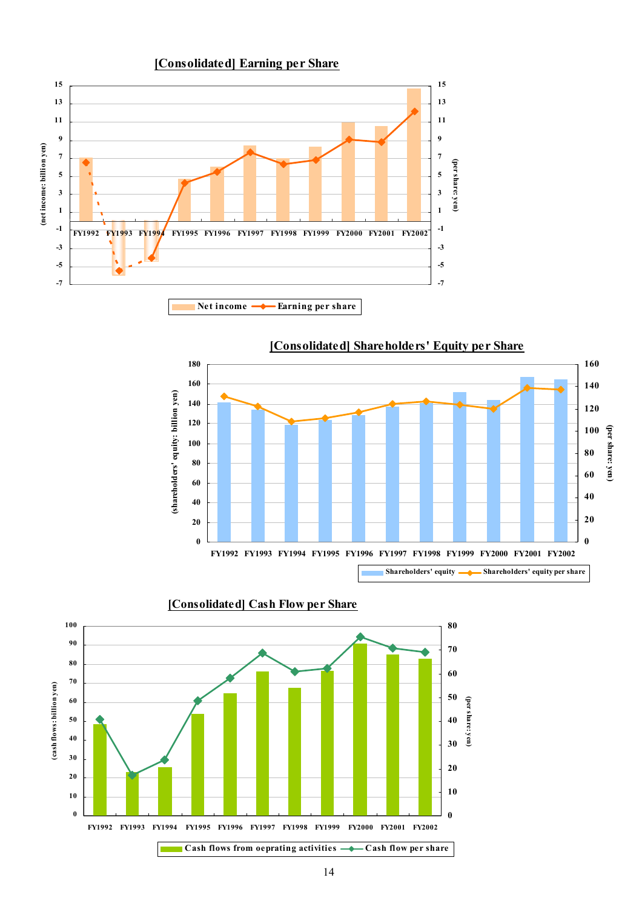## [Consolidated] Earning per Share

(net income: billion yen) / (per share: yen)

FY1992, FY1993, FY1994, FY1995, FY1996, FY1997, FY1998, FY1999, FY2000, FY2001, FY2002

Net income — Earning per share

## [Consolidated] Shareholders' Equity per Share

(shareholders' equity: billion yen) / (per share: yen)

FY1992, FY1993, FY1994, FY1995, FY1996, FY1997, FY1998, FY1999, FY2000, FY2001, FY2002

Shareholders' equity — Shareholders' equity per share

## [Consolidated] Cash Flow per Share

(cash flows: billion yen) / (per share: yen)

FY1992, FY1993, FY1994, FY1995, FY1996, FY1997, FY1998, FY1999, FY2000, FY2001, FY2002

Cash flows from oeprating activities — Cash flow per share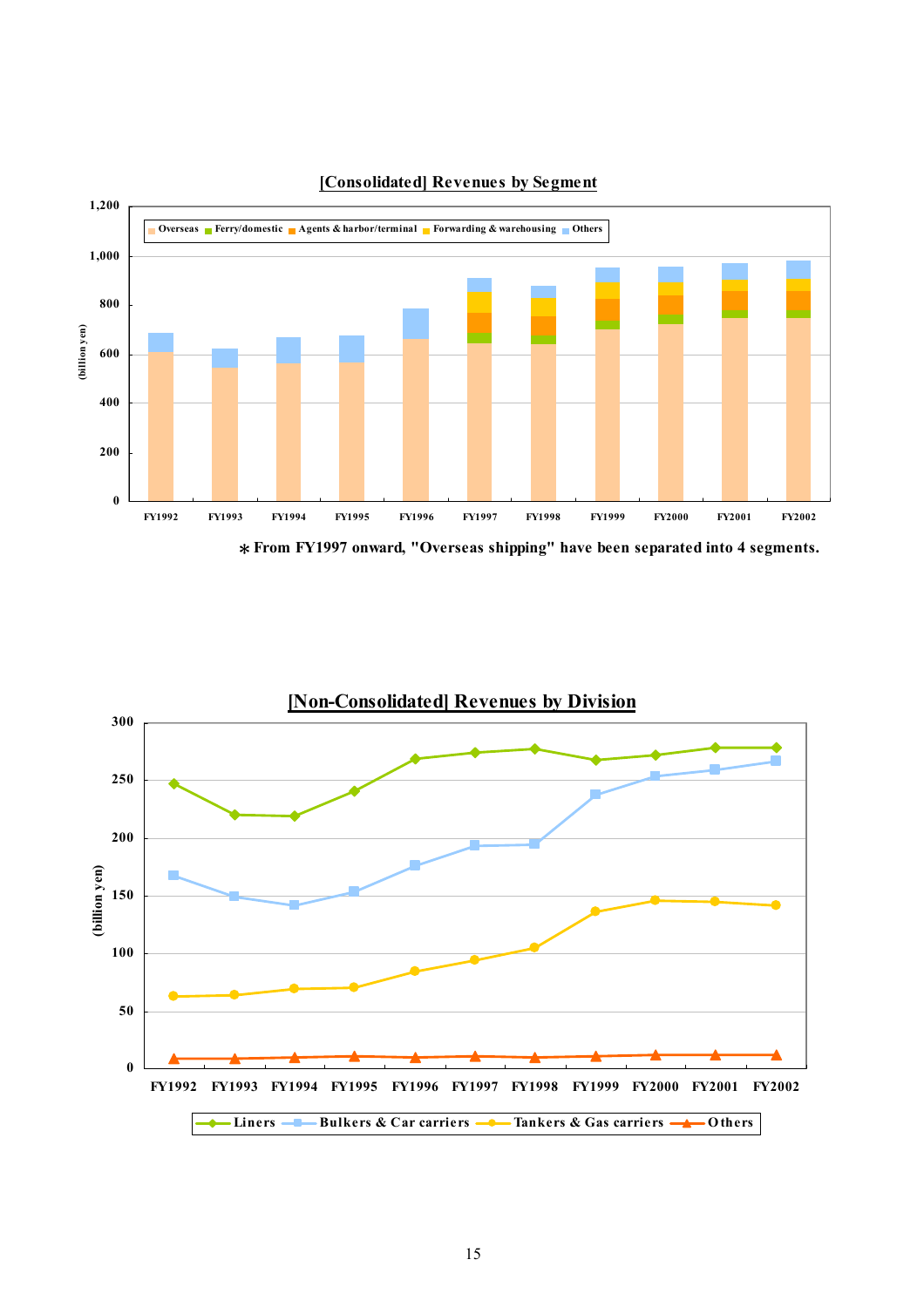## [Consolidated] Revenues by Segment

(billion yen)

Legend: Overseas, Ferry/domestic, Agents & harbor/terminal, Forwarding & warehousing, Others

FY1992, FY1993, FY1994, FY1995, FY1996, FY1997, FY1998, FY1999, FY2000, FY2001, FY2002

＊From FY1997 onward, "Overseas shipping" have been separated into 4 segments.

## [Non-Consolidated] Revenues by Division

(billion yen)

Legend: Liners, Bulkers & Car carriers, Tankers & Gas carriers, Others

FY1992, FY1993, FY1994, FY1995, FY1996, FY1997, FY1998, FY1999, FY2000, FY2001, FY2002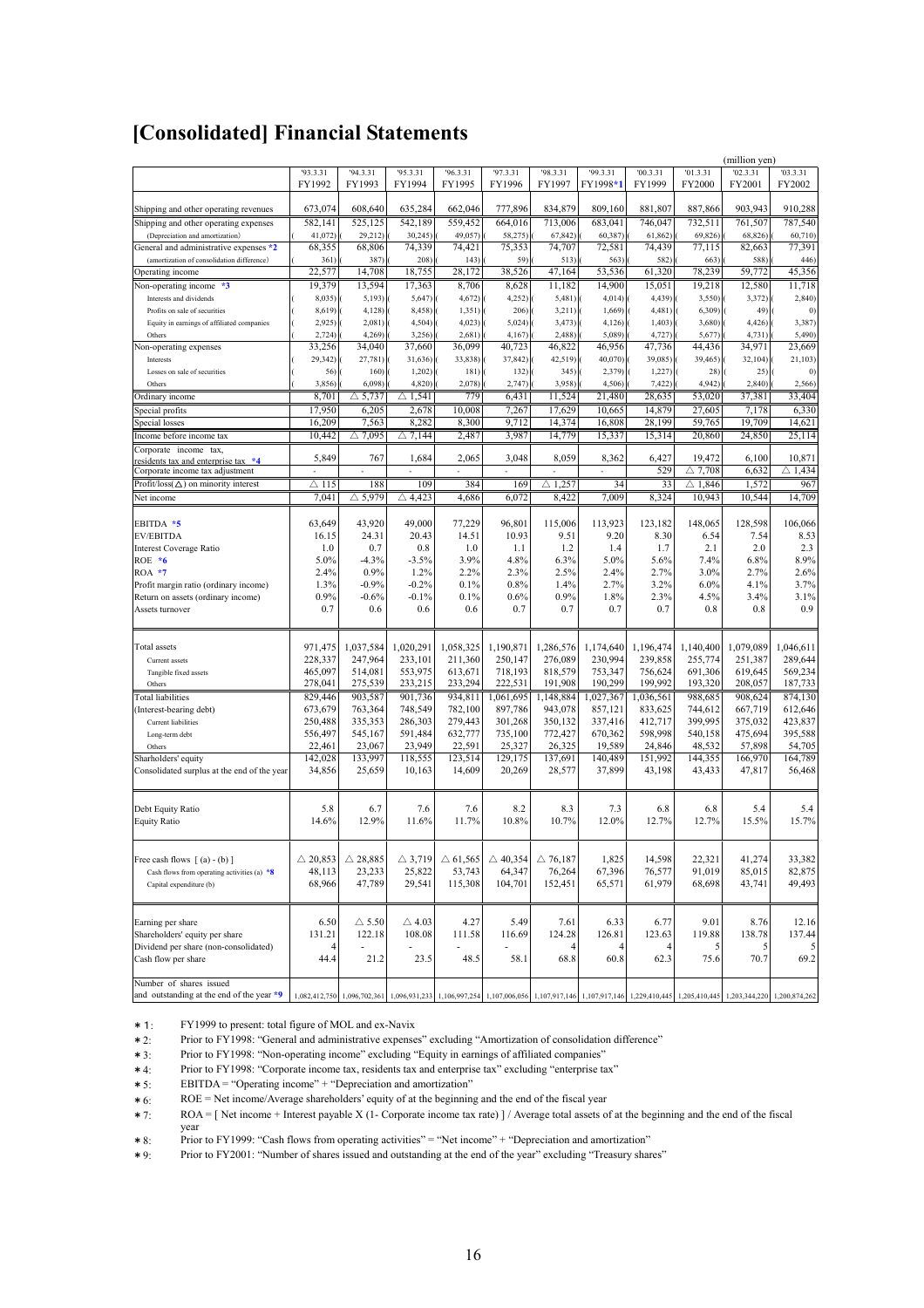# [Consolidated] Financial Statements

(million yen)

| | '93.3.31 FY1992 | '94.3.31 FY1993 | '95.3.31 FY1994 | '96.3.31 FY1995 | '97.3.31 FY1996 | '98.3.31 FY1997 | '99.3.31 FY1998*1 | '00.3.31 FY1999 | '01.3.31 FY2000 | '02.3.31 FY2001 | '03.3.31 FY2002 |
|---|---|---|---|---|---|---|---|---|---|---|---|
| Shipping and other operating revenues | 673,074 | 608,640 | 635,284 | 662,046 | 777,896 | 834,879 | 809,160 | 881,807 | 887,866 | 903,943 | 910,288 |
| Shipping and other operating expenses | 582,141 | 525,125 | 542,189 | 559,452 | 664,016 | 713,006 | 683,041 | 746,047 | 732,511 | 761,507 | 787,540 |
| (Depreciation and amortization) | ( 41,072) | ( 29,212) | ( 30,245) | ( 49,057) | ( 58,275) | ( 67,842) | ( 60,387) | ( 61,862) | ( 69,826) | ( 68,826) | ( 60,710) |
| General and administrative expenses *2 | 68,355 | 68,806 | 74,339 | 74,421 | 75,353 | 74,707 | 72,581 | 74,439 | 77,115 | 82,663 | 77,391 |
| (amortization of consolidation difference) | ( 361) | ( 387) | ( 208) | ( 143) | ( 59) | ( 513) | ( 563) | ( 582) | ( 663) | ( 588) | ( 446) |
| Operating income | 22,577 | 14,708 | 18,755 | 28,172 | 38,526 | 47,164 | 53,536 | 61,320 | 78,239 | 59,772 | 45,356 |
| Non-operating income *3 | 19,379 | 13,594 | 17,363 | 8,706 | 8,628 | 11,182 | 14,900 | 15,051 | 19,218 | 12,580 | 11,718 |
| Interests and dividends | ( 8,035) | ( 5,193) | ( 5,647) | ( 4,672) | ( 4,252) | ( 5,481) | ( 4,014) | ( 4,439) | ( 3,550) | ( 3,372) | ( 2,840) |
| Profits on sale of securities | ( 8,619) | ( 4,128) | ( 8,458) | ( 1,351) | ( 206) | ( 3,211) | ( 1,669) | ( 4,481) | ( 6,309) | ( 49) | ( 0) |
| Equity in earnings of affiliated companies | ( 2,925) | ( 2,081) | ( 4,504) | ( 4,023) | ( 5,024) | ( 3,473) | ( 4,126) | ( 1,403) | ( 3,680) | ( 4,426) | ( 3,387) |
| Others | ( 2,724) | ( 4,269) | ( 3,256) | ( 2,681) | ( 4,167) | ( 2,488) | ( 5,089) | ( 4,727) | ( 5,677) | ( 4,731) | ( 5,490) |
| Non-operating expenses | 33,256 | 34,040 | 37,660 | 36,099 | 40,723 | 46,822 | 46,956 | 47,736 | 44,436 | 34,971 | 23,669 |
| Interests | ( 29,342) | ( 27,781) | ( 31,636) | ( 33,838) | ( 37,842) | ( 42,519) | ( 40,070) | ( 39,085) | ( 39,465) | ( 32,104) | ( 21,103) |
| Losses on sale of securities | ( 56) | ( 160) | ( 1,202) | ( 181) | ( 132) | ( 345) | ( 2,379) | ( 1,227) | ( 28) | ( 25) | ( 0) |
| Others | ( 3,856) | ( 6,098) | ( 4,820) | ( 2,078) | ( 2,747) | ( 3,958) | ( 4,506) | ( 7,422) | ( 4,942) | ( 2,840) | ( 2,566) |
| Ordinary income | 8,701 | △ 5,737 | △ 1,541 | 779 | 6,431 | 11,524 | 21,480 | 28,635 | 53,020 | 37,381 | 33,404 |
| Special profits | 17,950 | 6,205 | 2,678 | 10,008 | 7,267 | 17,629 | 10,665 | 14,879 | 27,605 | 7,178 | 6,330 |
| Special losses | 16,209 | 7,563 | 8,282 | 8,300 | 9,712 | 14,374 | 16,808 | 28,199 | 59,765 | 19,709 | 14,621 |
| Income before income tax | 10,442 | △ 7,095 | △ 7,144 | 2,487 | 3,987 | 14,779 | 15,337 | 15,314 | 20,860 | 24,850 | 25,114 |
| Corporate income tax, residents tax and enterprise tax *4 | 5,849 | 767 | 1,684 | 2,065 | 3,048 | 8,059 | 8,362 | 6,427 | 19,472 | 6,100 | 10,871 |
| Corporate income tax adjustment | - | - | - | - | - | - | - | 529 | △ 7,708 | 6,632 | △ 1,434 |
| Profit/loss(△) on minority interest | △ 115 | 188 | 109 | 384 | 169 | △ 1,257 | 34 | 33 | △ 1,846 | 1,572 | 967 |
| Net income | 7,041 | △ 5,979 | △ 4,423 | 4,686 | 6,072 | 8,422 | 7,009 | 8,324 | 10,943 | 10,544 | 14,709 |
| | | | | | | | | | | | |
| EBITDA *5 | 63,649 | 43,920 | 49,000 | 77,229 | 96,801 | 115,006 | 113,923 | 123,182 | 148,065 | 128,598 | 106,066 |
| EV/EBITDA | 16.15 | 24.31 | 20.43 | 14.51 | 10.93 | 9.51 | 9.20 | 8.30 | 6.54 | 7.54 | 8.53 |
| Interest Coverage Ratio | 1.0 | 0.7 | 0.8 | 1.0 | 1.1 | 1.2 | 1.4 | 1.7 | 2.1 | 2.0 | 2.3 |
| ROE *6 | 5.0% | -4.3% | -3.5% | 3.9% | 4.8% | 6.3% | 5.0% | 5.6% | 7.4% | 6.8% | 8.9% |
| ROA *7 | 2.4% | 0.9% | 1.2% | 2.2% | 2.3% | 2.5% | 2.4% | 2.7% | 3.0% | 2.7% | 2.6% |
| Profit margin ratio (ordinary income) | 1.3% | -0.9% | -0.2% | 0.1% | 0.8% | 1.4% | 2.7% | 3.2% | 6.0% | 4.1% | 3.7% |
| Return on assets (ordinary income) | 0.9% | -0.6% | -0.1% | 0.1% | 0.6% | 0.9% | 1.8% | 2.3% | 4.5% | 3.4% | 3.1% |
| Assets turnover | 0.7 | 0.6 | 0.6 | 0.6 | 0.7 | 0.7 | 0.7 | 0.7 | 0.8 | 0.8 | 0.9 |
| | | | | | | | | | | | |
| Total assets | 971,475 | 1,037,584 | 1,020,291 | 1,058,325 | 1,190,871 | 1,286,576 | 1,174,640 | 1,196,474 | 1,140,400 | 1,079,089 | 1,046,611 |
| Current assets | 228,337 | 247,964 | 233,101 | 211,360 | 250,147 | 276,089 | 230,994 | 239,858 | 255,774 | 251,387 | 289,644 |
| Tangible fixed assets | 465,097 | 514,081 | 553,975 | 613,671 | 718,193 | 818,579 | 753,347 | 756,624 | 691,306 | 619,645 | 569,234 |
| Others | 278,041 | 275,539 | 233,215 | 233,294 | 222,531 | 191,908 | 190,299 | 199,992 | 193,320 | 208,057 | 187,733 |
| Total liabilities | 829,446 | 903,587 | 901,736 | 934,811 | 1,061,695 | 1,148,884 | 1,027,367 | 1,036,561 | 988,685 | 908,624 | 874,130 |
| (Interest-bearing debt) | 673,679 | 763,364 | 748,549 | 782,100 | 897,786 | 943,078 | 857,121 | 833,625 | 744,612 | 667,719 | 612,646 |
| Current liabilities | 250,488 | 335,353 | 286,303 | 279,443 | 301,268 | 350,132 | 337,416 | 412,717 | 399,995 | 375,032 | 423,837 |
| Long-term debt | 556,497 | 545,167 | 591,484 | 632,777 | 735,100 | 772,427 | 670,362 | 598,998 | 540,158 | 475,694 | 395,588 |
| Others | 22,461 | 23,067 | 23,949 | 22,591 | 25,327 | 26,325 | 19,589 | 24,846 | 48,532 | 57,898 | 54,705 |
| Sharholders' equity | 142,028 | 133,997 | 118,555 | 123,514 | 129,175 | 137,691 | 140,489 | 151,992 | 144,355 | 166,970 | 164,789 |
| Consolidated surplus at the end of the year | 34,856 | 25,659 | 10,163 | 14,609 | 20,269 | 28,577 | 37,899 | 43,198 | 43,433 | 47,817 | 56,468 |
| | | | | | | | | | | | |
| Debt Equity Ratio | 5.8 | 6.7 | 7.6 | 7.6 | 8.2 | 8.3 | 7.3 | 6.8 | 6.8 | 5.4 | 5.4 |
| Equity Ratio | 14.6% | 12.9% | 11.6% | 11.7% | 10.8% | 10.7% | 12.0% | 12.7% | 12.7% | 15.5% | 15.7% |
| | | | | | | | | | | | |
| Free cash flows [ (a) - (b) ] | △ 20,853 | △ 28,885 | △ 3,719 | △ 61,565 | △ 40,354 | △ 76,187 | 1,825 | 14,598 | 22,321 | 41,274 | 33,382 |
| Cash flows from operating activities (a) *8 | 48,113 | 23,233 | 25,822 | 53,743 | 64,347 | 76,264 | 67,396 | 76,577 | 91,019 | 85,015 | 82,875 |
| Capital expenditure (b) | 68,966 | 47,789 | 29,541 | 115,308 | 104,701 | 152,451 | 65,571 | 61,979 | 68,698 | 43,741 | 49,493 |
| | | | | | | | | | | | |
| Earning per share | 6.50 | △ 5.50 | △ 4.03 | 4.27 | 5.49 | 7.61 | 6.33 | 6.77 | 9.01 | 8.76 | 12.16 |
| Shareholders' equity per share | 131.21 | 122.18 | 108.08 | 111.58 | 116.69 | 124.28 | 126.81 | 123.63 | 119.88 | 138.78 | 137.44 |
| Dividend per share (non-consolidated) | 4 | - | - | - | - | 4 | 4 | 4 | 5 | 5 | 5 |
| Cash flow per share | 44.4 | 21.2 | 23.5 | 48.5 | 58.1 | 68.8 | 60.8 | 62.3 | 75.6 | 70.7 | 69.2 |
| | | | | | | | | | | | |
| Number of shares issued and outstanding at the end of the year *9 | 1,082,412,750 | 1,096,702,361 | 1,096,931,233 | 1,106,997,254 | 1,107,006,056 | 1,107,917,146 | 1,107,917,146 | 1,229,410,445 | 1,205,410,445 | 1,203,344,220 | 1,200,874,262 |

*1: FY1999 to present: total figure of MOL and ex-Navix

*2: Prior to FY1998: "General and administrative expenses" excluding "Amortization of consolidation difference"

*3: Prior to FY1998: "Non-operating income" excluding "Equity in earnings of affiliated companies"

*4: Prior to FY1998: "Corporate income tax, residents tax and enterprise tax" excluding "enterprise tax"

*5: EBITDA = "Operating income" + "Depreciation and amortization"

*6: ROE = Net income/Average shareholders' equity of at the beginning and the end of the fiscal year

*7: ROA = [ Net income + Interest payable X (1- Corporate income tax rate) ] / Average total assets of at the beginning and the end of the fiscal year

*8: Prior to FY1999: "Cash flows from operating activities" = "Net income" + "Depreciation and amortization"

*9: Prior to FY2001: "Number of shares issued and outstanding at the end of the year" excluding "Treasury shares"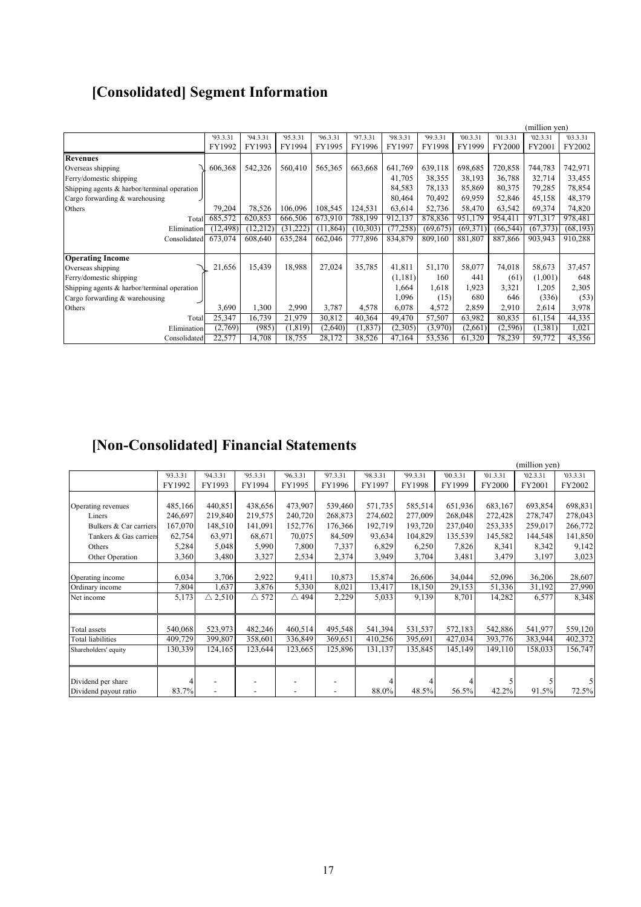# [Consolidated] Segment Information

(million yen)

| | '93.3.31 FY1992 | '94.3.31 FY1993 | '95.3.31 FY1994 | '96.3.31 FY1995 | '97.3.31 FY1996 | '98.3.31 FY1997 | '99.3.31 FY1998 | '00.3.31 FY1999 | '01.3.31 FY2000 | '02.3.31 FY2001 | '03.3.31 FY2002 |
|---|---|---|---|---|---|---|---|---|---|---|---|
| **Revenues** | | | | | | | | | | | |
| Overseas shipping | 606,368 | 542,326 | 560,410 | 565,365 | 663,668 | 641,769 | 639,118 | 698,685 | 720,858 | 744,783 | 742,971 |
| Ferry/domestic shipping | | | | | | 41,705 | 38,355 | 38,193 | 36,788 | 32,714 | 33,455 |
| Shipping agents & harbor/terminal operation | | | | | | 84,583 | 78,133 | 85,869 | 80,375 | 79,285 | 78,854 |
| Cargo forwarding & warehousing | | | | | | 80,464 | 70,492 | 69,959 | 52,846 | 45,158 | 48,379 |
| Others | 79,204 | 78,526 | 106,096 | 108,545 | 124,531 | 63,614 | 52,736 | 58,470 | 63,542 | 69,374 | 74,820 |
| Total | 685,572 | 620,853 | 666,506 | 673,910 | 788,199 | 912,137 | 878,836 | 951,179 | 954,411 | 971,317 | 978,481 |
| Elimination | (12,498) | (12,212) | (31,222) | (11,864) | (10,303) | (77,258) | (69,675) | (69,371) | (66,544) | (67,373) | (68,193) |
| Consolidated | 673,074 | 608,640 | 635,284 | 662,046 | 777,896 | 834,879 | 809,160 | 881,807 | 887,866 | 903,943 | 910,288 |
| **Operating Income** | | | | | | | | | | | |
| Overseas shipping | 21,656 | 15,439 | 18,988 | 27,024 | 35,785 | 41,811 | 51,170 | 58,077 | 74,018 | 58,673 | 37,457 |
| Ferry/domestic shipping | | | | | | (1,181) | 160 | 441 | (61) | (1,001) | 648 |
| Shipping agents & harbor/terminal operation | | | | | | 1,664 | 1,618 | 1,923 | 3,321 | 1,205 | 2,305 |
| Cargo forwarding & warehousing | | | | | | 1,096 | (15) | 680 | 646 | (336) | (53) |
| Others | 3,690 | 1,300 | 2,990 | 3,787 | 4,578 | 6,078 | 4,572 | 2,859 | 2,910 | 2,614 | 3,978 |
| Total | 25,347 | 16,739 | 21,979 | 30,812 | 40,364 | 49,470 | 57,507 | 63,982 | 80,835 | 61,154 | 44,335 |
| Elimination | (2,769) | (985) | (1,819) | (2,640) | (1,837) | (2,305) | (3,970) | (2,661) | (2,596) | (1,381) | 1,021 |
| Consolidated | 22,577 | 14,708 | 18,755 | 28,172 | 38,526 | 47,164 | 53,536 | 61,320 | 78,239 | 59,772 | 45,356 |

# [Non-Consolidated] Financial Statements

(million yen)

| | '93.3.31 FY1992 | '94.3.31 FY1993 | '95.3.31 FY1994 | '96.3.31 FY1995 | '97.3.31 FY1996 | '98.3.31 FY1997 | '99.3.31 FY1998 | '00.3.31 FY1999 | '01.3.31 FY2000 | '02.3.31 FY2001 | '03.3.31 FY2002 |
|---|---|---|---|---|---|---|---|---|---|---|---|
| Operating revenues | 485,166 | 440,851 | 438,656 | 473,907 | 539,460 | 571,735 | 585,514 | 651,936 | 683,167 | 693,854 | 698,831 |
| Liners | 246,697 | 219,840 | 219,575 | 240,720 | 268,873 | 274,602 | 277,009 | 268,048 | 272,428 | 278,747 | 278,043 |
| Bulkers & Car carriers | 167,070 | 148,510 | 141,091 | 152,776 | 176,366 | 192,719 | 193,720 | 237,040 | 253,335 | 259,017 | 266,772 |
| Tankers & Gas carriers | 62,754 | 63,971 | 68,671 | 70,075 | 84,509 | 93,634 | 104,829 | 135,539 | 145,582 | 144,548 | 141,850 |
| Others | 5,284 | 5,048 | 5,990 | 7,800 | 7,337 | 6,829 | 6,250 | 7,826 | 8,341 | 8,342 | 9,142 |
| Other Operation | 3,360 | 3,480 | 3,327 | 2,534 | 2,374 | 3,949 | 3,704 | 3,481 | 3,479 | 3,197 | 3,023 |
| Operating income | 6,034 | 3,706 | 2,922 | 9,411 | 10,873 | 15,874 | 26,606 | 34,044 | 52,096 | 36,206 | 28,607 |
| Ordinary income | 7,804 | 1,637 | 3,876 | 5,330 | 8,021 | 13,417 | 18,150 | 29,153 | 51,336 | 31,192 | 27,990 |
| Net income | 5,173 | △ 2,510 | △ 572 | △ 494 | 2,229 | 5,033 | 9,139 | 8,701 | 14,282 | 6,577 | 8,348 |
| Total assets | 540,068 | 523,973 | 482,246 | 460,514 | 495,548 | 541,394 | 531,537 | 572,183 | 542,886 | 541,977 | 559,120 |
| Total liabilities | 409,729 | 399,807 | 358,601 | 336,849 | 369,651 | 410,256 | 395,691 | 427,034 | 393,776 | 383,944 | 402,372 |
| Shareholders' equity | 130,339 | 124,165 | 123,644 | 123,665 | 125,896 | 131,137 | 135,845 | 145,149 | 149,110 | 158,033 | 156,747 |
| Dividend per share | 4 | - | - | - | - | 4 | 4 | 4 | 5 | 5 | 5 |
| Dividend payout ratio | 83.7% | - | - | - | - | 88.0% | 48.5% | 56.5% | 42.2% | 91.5% | 72.5% |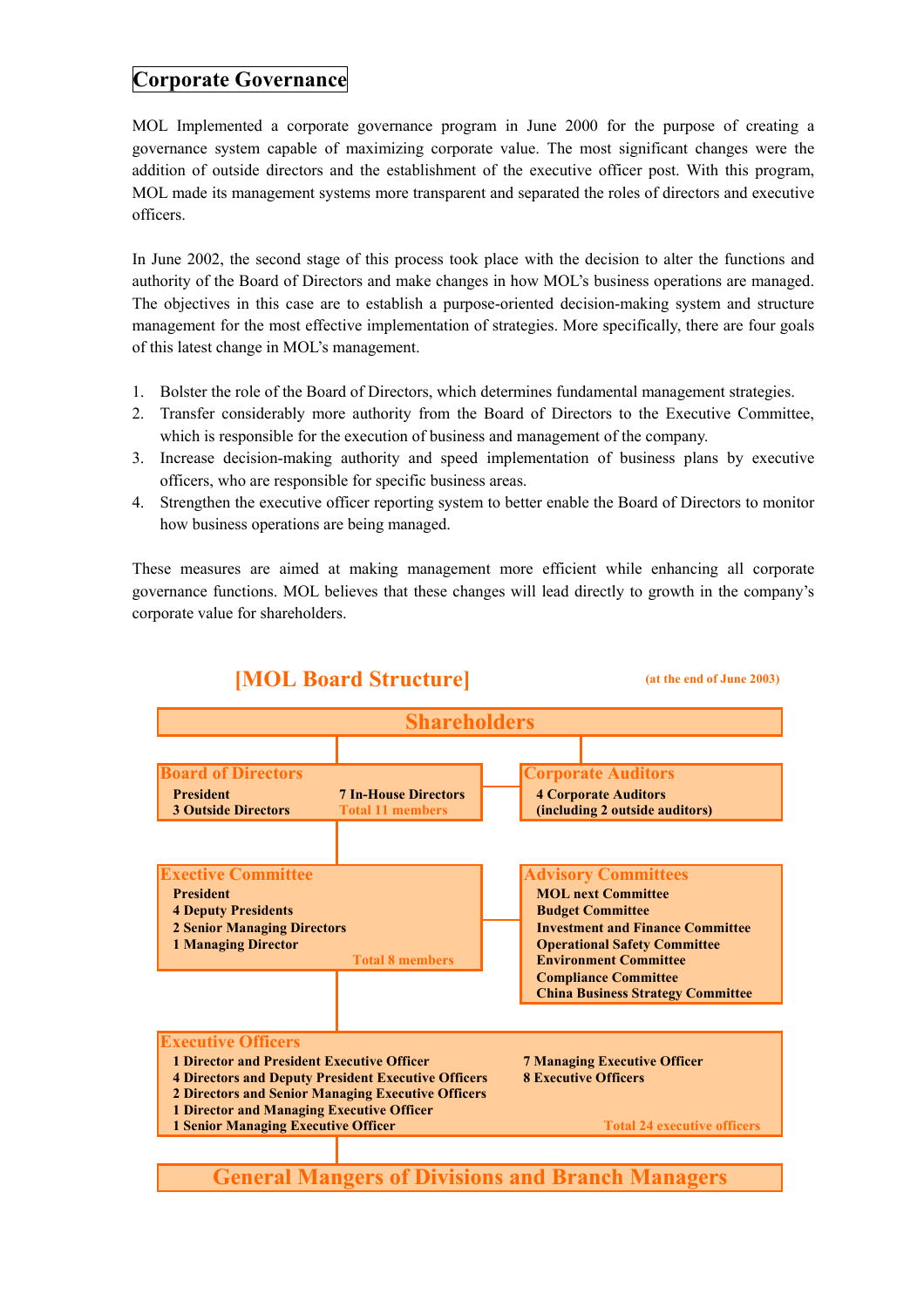# Corporate Governance

MOL Implemented a corporate governance program in June 2000 for the purpose of creating a governance system capable of maximizing corporate value. The most significant changes were the addition of outside directors and the establishment of the executive officer post. With this program, MOL made its management systems more transparent and separated the roles of directors and executive officers.

In June 2002, the second stage of this process took place with the decision to alter the functions and authority of the Board of Directors and make changes in how MOL's business operations are managed. The objectives in this case are to establish a purpose-oriented decision-making system and structure management for the most effective implementation of strategies. More specifically, there are four goals of this latest change in MOL's management.

1. Bolster the role of the Board of Directors, which determines fundamental management strategies.
2. Transfer considerably more authority from the Board of Directors to the Executive Committee, which is responsible for the execution of business and management of the company.
3. Increase decision-making authority and speed implementation of business plans by executive officers, who are responsible for specific business areas.
4. Strengthen the executive officer reporting system to better enable the Board of Directors to monitor how business operations are being managed.

These measures are aimed at making management more efficient while enhancing all corporate governance functions. MOL believes that these changes will lead directly to growth in the company's corporate value for shareholders.

## [MOL Board Structure]

(at the end of June 2003)

**Shareholders**

**Board of Directors**
- President
- 7 In-House Directors
- 3 Outside Directors
- Total 11 members

**Corporate Auditors**
- 4 Corporate Auditors (including 2 outside auditors)

**Exective Committee**
- President
- 4 Deputy Presidents
- 2 Senior Managing Directors
- 1 Managing Director
- Total 8 members

**Advisory Committees**
- MOL next Committee
- Budget Committee
- Investment and Finance Committee
- Operational Safety Committee
- Environment Committee
- Compliance Committee
- China Business Strategy Committee

**Executive Officers**
- 1 Director and President Executive Officer
- 4 Directors and Deputy President Executive Officers
- 2 Directors and Senior Managing Executive Officers
- 1 Director and Managing Executive Officer
- 1 Senior Managing Executive Officer
- 7 Managing Executive Officer
- 8 Executive Officers
- Total 24 executive officers

**General Mangers of Divisions and Branch Managers**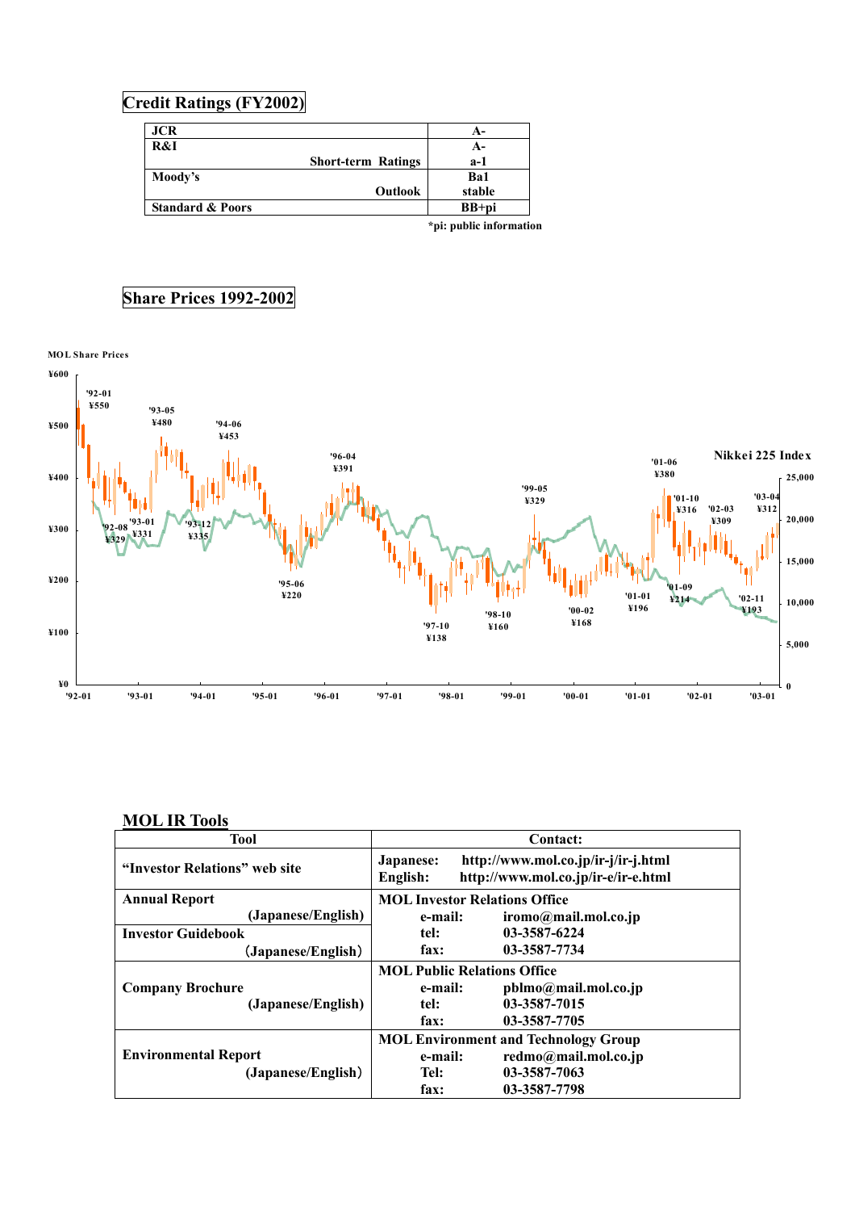## Credit Ratings (FY2002)

| | |
|---|---|
| **JCR** | **A-** |
| **R&I** | **A-** |
| **Short-term Ratings** | **a-1** |
| **Moody's** | **Ba1** |
| **Outlook** | **stable** |
| **Standard & Poors** | **BB+pi** |

*pi: public information

## Share Prices 1992-2002

MOL Share Prices

¥600
¥500
¥400
¥300
¥200
¥100
¥0

'92-01 ¥550
'93-05 ¥480
'94-06 ¥453
'96-04 ¥391
'99-05 ¥329
'01-06 ¥380
'01-10 ¥316
'02-03 ¥309
'03-04 ¥312
'92-08 ¥329
'93-01 ¥331
'93-12 ¥335
'95-06 ¥220
'97-10 ¥138
'98-10 ¥160
'00-02 ¥168
'01-01 ¥196
'01-09 ¥214
'02-11 ¥193

Nikkei 225 Index

25,000
20,000
15,000
10,000
5,000
0

'92-01 '93-01 '94-01 '95-01 '96-01 '97-01 '98-01 '99-01 '00-01 '01-01 '02-01 '03-01

## MOL IR Tools

| Tool | Contact: |
|---|---|
| **"Investor Relations" web site** | **Japanese:** http://www.mol.co.jp/ir-j/ir-j.html<br>**English:** http://www.mol.co.jp/ir-e/ir-e.html |
| **Annual Report** (Japanese/English)<br>**Investor Guidebook** (Japanese/English) | **MOL Investor Relations Office**<br>e-mail: iromo@mail.mol.co.jp<br>tel: 03-3587-6224<br>fax: 03-3587-7734 |
| **Company Brochure** (Japanese/English) | **MOL Public Relations Office**<br>e-mail: pblmo@mail.mol.co.jp<br>tel: 03-3587-7015<br>fax: 03-3587-7705 |
| **Environmental Report** (Japanese/English) | **MOL Environment and Technology Group**<br>e-mail: redmo@mail.mol.co.jp<br>Tel: 03-3587-7063<br>fax: 03-3587-7798 |